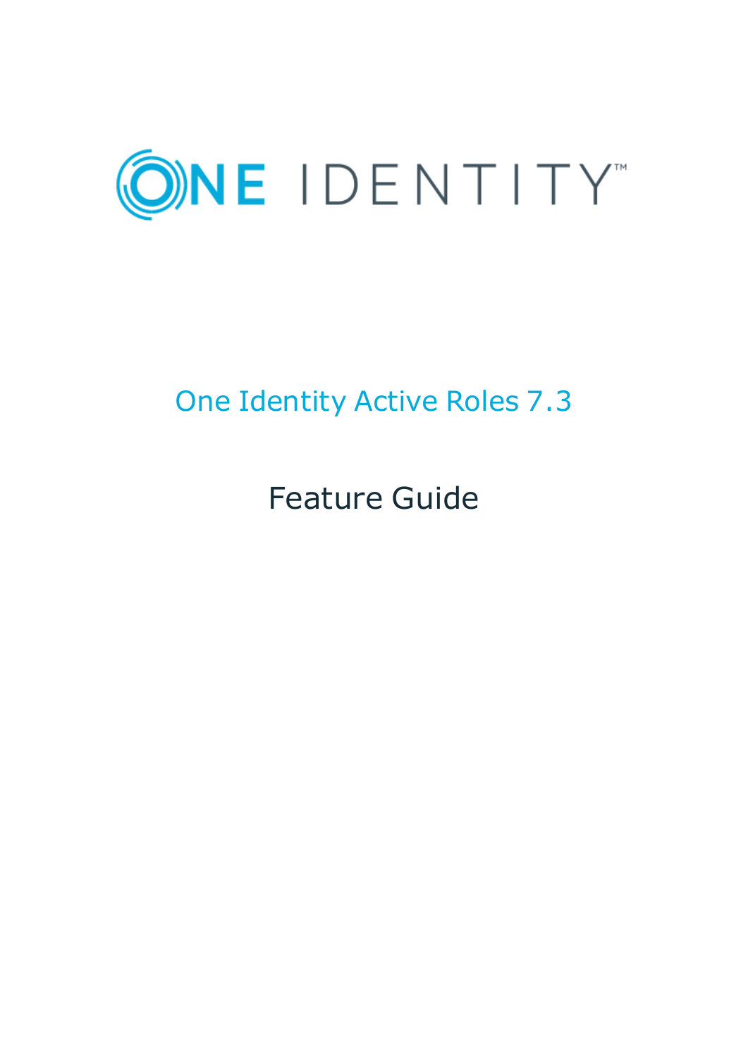ONE IDENTITY™

# One Identity Active Roles 7.3

## Feature Guide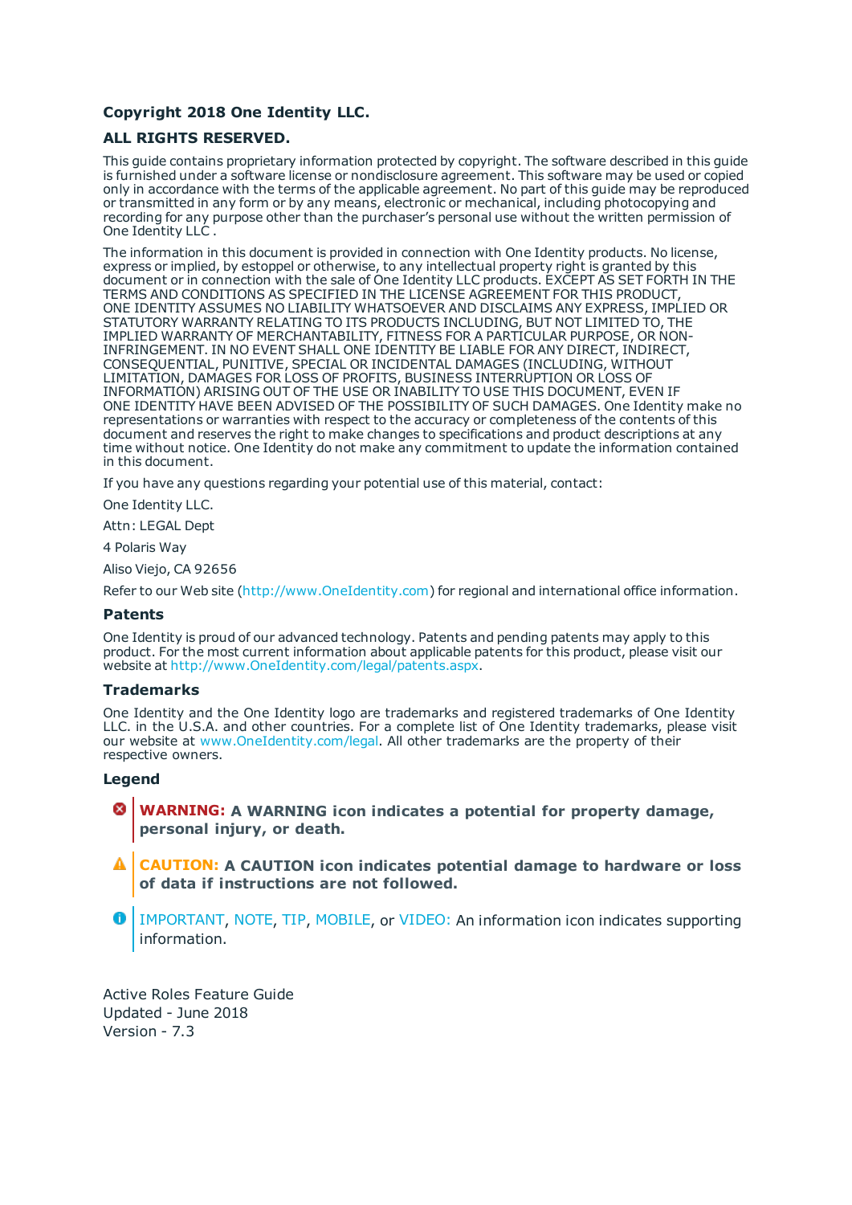**Copyright 2018 One Identity LLC.**

**ALL RIGHTS RESERVED.**

This guide contains proprietary information protected by copyright. The software described in this guide is furnished under a software license or nondisclosure agreement. This software may be used or copied only in accordance with the terms of the applicable agreement. No part of this guide may be reproduced or transmitted in any form or by any means, electronic or mechanical, including photocopying and recording for any purpose other than the purchaser's personal use without the written permission of One Identity LLC .

The information in this document is provided in connection with One Identity products. No license, express or implied, by estoppel or otherwise, to any intellectual property right is granted by this document or in connection with the sale of One Identity LLC products. EXCEPT AS SET FORTH IN THE TERMS AND CONDITIONS AS SPECIFIED IN THE LICENSE AGREEMENT FOR THIS PRODUCT, ONE IDENTITY ASSUMES NO LIABILITY WHATSOEVER AND DISCLAIMS ANY EXPRESS, IMPLIED OR STATUTORY WARRANTY RELATING TO ITS PRODUCTS INCLUDING, BUT NOT LIMITED TO, THE IMPLIED WARRANTY OF MERCHANTABILITY, FITNESS FOR A PARTICULAR PURPOSE, OR NON-INFRINGEMENT. IN NO EVENT SHALL ONE IDENTITY BE LIABLE FOR ANY DIRECT, INDIRECT, CONSEQUENTIAL, PUNITIVE, SPECIAL OR INCIDENTAL DAMAGES (INCLUDING, WITHOUT LIMITATION, DAMAGES FOR LOSS OF PROFITS, BUSINESS INTERRUPTION OR LOSS OF INFORMATION) ARISING OUT OF THE USE OR INABILITY TO USE THIS DOCUMENT, EVEN IF ONE IDENTITY HAVE BEEN ADVISED OF THE POSSIBILITY OF SUCH DAMAGES. One Identity make no representations or warranties with respect to the accuracy or completeness of the contents of this document and reserves the right to make changes to specifications and product descriptions at any time without notice. One Identity do not make any commitment to update the information contained in this document.

If you have any questions regarding your potential use of this material, contact:

One Identity LLC.

Attn: LEGAL Dept

4 Polaris Way

Aliso Viejo, CA 92656

Refer to our Web site (http://www.OneIdentity.com) for regional and international office information.

### Patents

One Identity is proud of our advanced technology. Patents and pending patents may apply to this product. For the most current information about applicable patents for this product, please visit our website at http://www.OneIdentity.com/legal/patents.aspx.

### Trademarks

One Identity and the One Identity logo are trademarks and registered trademarks of One Identity LLC. in the U.S.A. and other countries. For a complete list of One Identity trademarks, please visit our website at www.OneIdentity.com/legal. All other trademarks are the property of their respective owners.

### Legend

**WARNING: A WARNING icon indicates a potential for property damage, personal injury, or death.**

**CAUTION: A CAUTION icon indicates potential damage to hardware or loss of data if instructions are not followed.**

IMPORTANT, NOTE, TIP, MOBILE, or VIDEO: An information icon indicates supporting information.

Active Roles Feature Guide
Updated - June 2018
Version - 7.3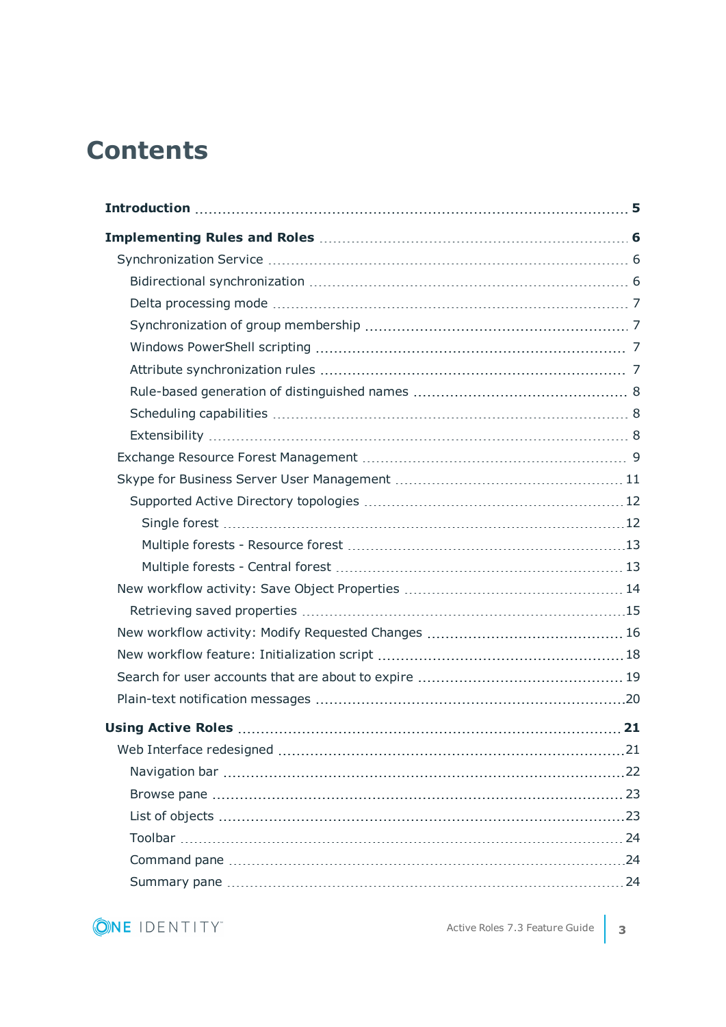# Contents

**Introduction** 5

**Implementing Rules and Roles** 6

- Synchronization Service 6
  - Bidirectional synchronization 6
  - Delta processing mode 7
  - Synchronization of group membership 7
  - Windows PowerShell scripting 7
  - Attribute synchronization rules 7
  - Rule-based generation of distinguished names 8
  - Scheduling capabilities 8
  - Extensibility 8
- Exchange Resource Forest Management 9
- Skype for Business Server User Management 11
  - Supported Active Directory topologies 12
    - Single forest 12
    - Multiple forests - Resource forest 13
    - Multiple forests - Central forest 13
- New workflow activity: Save Object Properties 14
  - Retrieving saved properties 15
- New workflow activity: Modify Requested Changes 16
- New workflow feature: Initialization script 18
- Search for user accounts that are about to expire 19
- Plain-text notification messages 20

**Using Active Roles** 21

- Web Interface redesigned 21
  - Navigation bar 22
  - Browse pane 23
  - List of objects 23
  - Toolbar 24
  - Command pane 24
  - Summary pane 24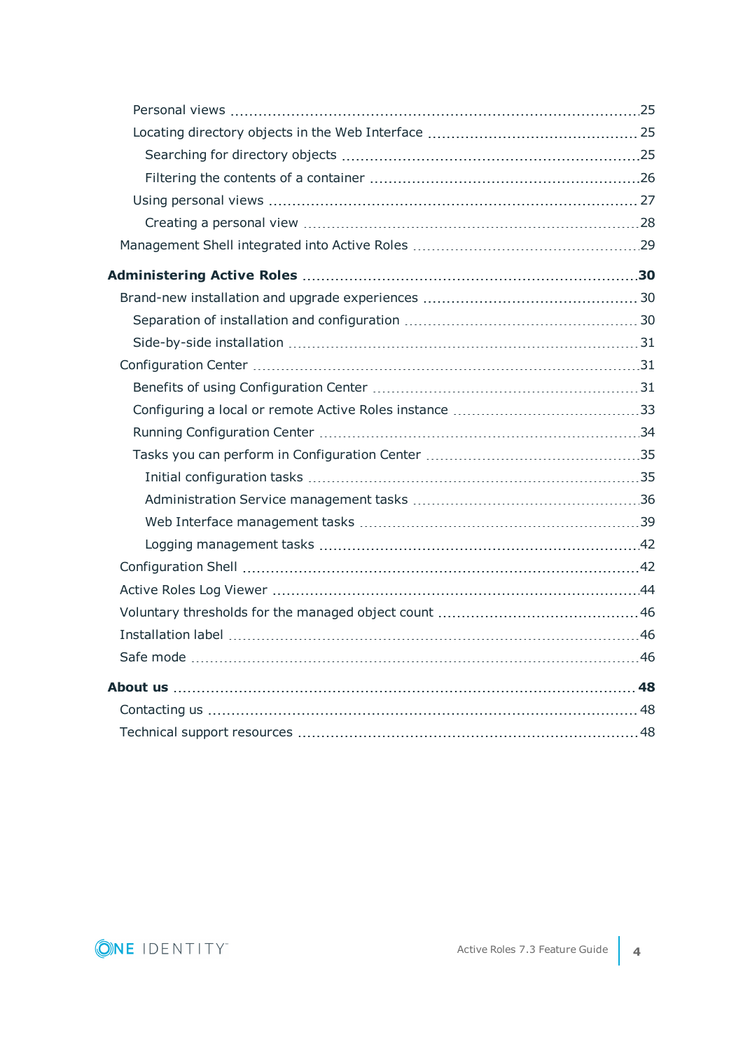- Personal views ... 25
- Locating directory objects in the Web Interface ... 25
  - Searching for directory objects ... 25
  - Filtering the contents of a container ... 26
- Using personal views ... 27
  - Creating a personal view ... 28
- Management Shell integrated into Active Roles ... 29

**Administering Active Roles ... 30**

- Brand-new installation and upgrade experiences ... 30
  - Separation of installation and configuration ... 30
  - Side-by-side installation ... 31
- Configuration Center ... 31
  - Benefits of using Configuration Center ... 31
  - Configuring a local or remote Active Roles instance ... 33
  - Running Configuration Center ... 34
  - Tasks you can perform in Configuration Center ... 35
    - Initial configuration tasks ... 35
    - Administration Service management tasks ... 36
    - Web Interface management tasks ... 39
    - Logging management tasks ... 42
- Configuration Shell ... 42
- Active Roles Log Viewer ... 44
- Voluntary thresholds for the managed object count ... 46
- Installation label ... 46
- Safe mode ... 46

**About us ... 48**

- Contacting us ... 48
- Technical support resources ... 48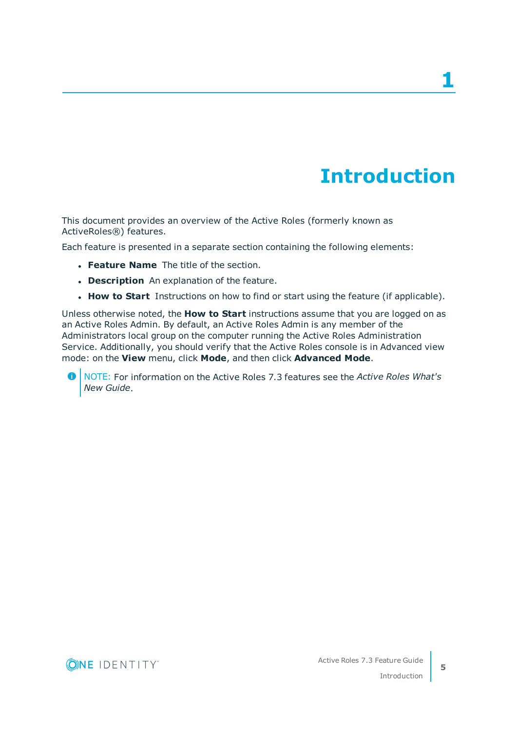# 1 Introduction

This document provides an overview of the Active Roles (formerly known as ActiveRoles®) features.

Each feature is presented in a separate section containing the following elements:

- **Feature Name** The title of the section.
- **Description** An explanation of the feature.
- **How to Start** Instructions on how to find or start using the feature (if applicable).

Unless otherwise noted, the **How to Start** instructions assume that you are logged on as an Active Roles Admin. By default, an Active Roles Admin is any member of the Administrators local group on the computer running the Active Roles Administration Service. Additionally, you should verify that the Active Roles console is in Advanced view mode: on the **View** menu, click **Mode**, and then click **Advanced Mode**.

> NOTE: For information on the Active Roles 7.3 features see the *Active Roles What's New Guide*.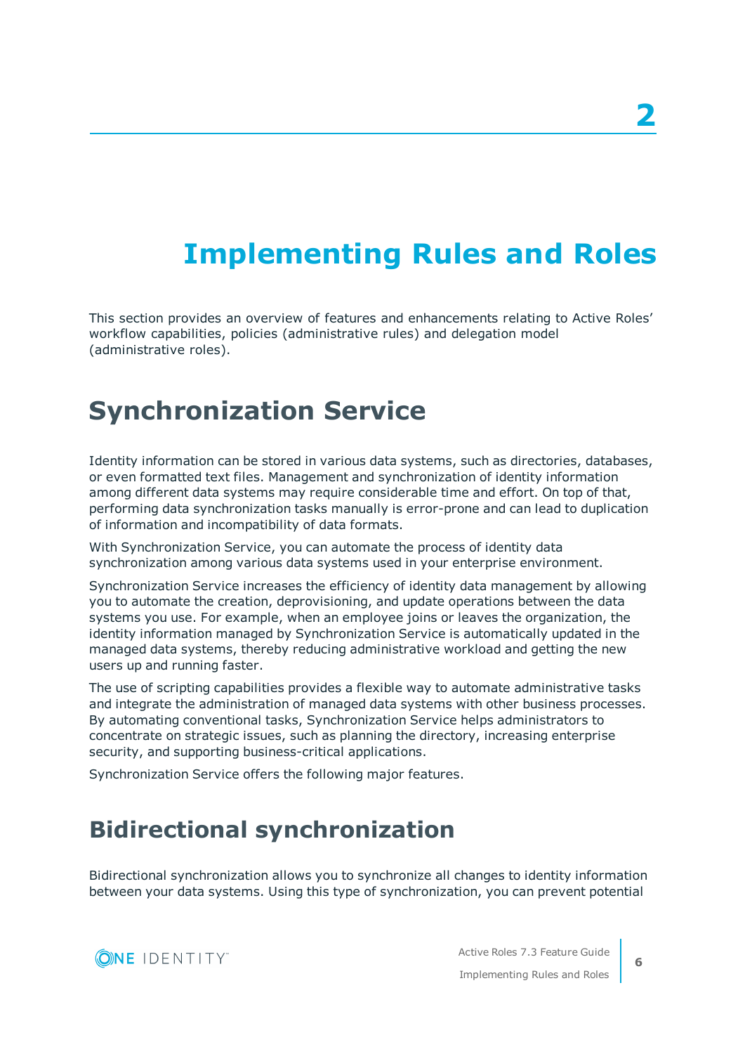# Implementing Rules and Roles

This section provides an overview of features and enhancements relating to Active Roles' workflow capabilities, policies (administrative rules) and delegation model (administrative roles).

## Synchronization Service

Identity information can be stored in various data systems, such as directories, databases, or even formatted text files. Management and synchronization of identity information among different data systems may require considerable time and effort. On top of that, performing data synchronization tasks manually is error-prone and can lead to duplication of information and incompatibility of data formats.

With Synchronization Service, you can automate the process of identity data synchronization among various data systems used in your enterprise environment.

Synchronization Service increases the efficiency of identity data management by allowing you to automate the creation, deprovisioning, and update operations between the data systems you use. For example, when an employee joins or leaves the organization, the identity information managed by Synchronization Service is automatically updated in the managed data systems, thereby reducing administrative workload and getting the new users up and running faster.

The use of scripting capabilities provides a flexible way to automate administrative tasks and integrate the administration of managed data systems with other business processes. By automating conventional tasks, Synchronization Service helps administrators to concentrate on strategic issues, such as planning the directory, increasing enterprise security, and supporting business-critical applications.

Synchronization Service offers the following major features.

### Bidirectional synchronization

Bidirectional synchronization allows you to synchronize all changes to identity information between your data systems. Using this type of synchronization, you can prevent potential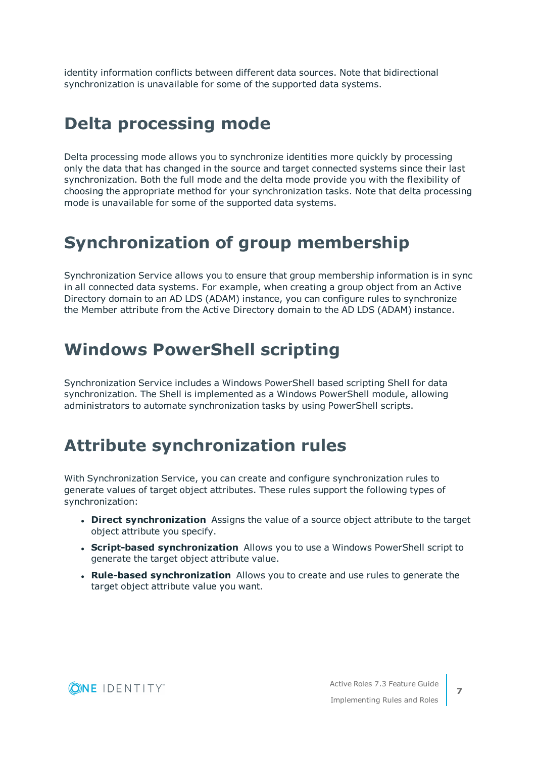identity information conflicts between different data sources. Note that bidirectional synchronization is unavailable for some of the supported data systems.

## Delta processing mode

Delta processing mode allows you to synchronize identities more quickly by processing only the data that has changed in the source and target connected systems since their last synchronization. Both the full mode and the delta mode provide you with the flexibility of choosing the appropriate method for your synchronization tasks. Note that delta processing mode is unavailable for some of the supported data systems.

## Synchronization of group membership

Synchronization Service allows you to ensure that group membership information is in sync in all connected data systems. For example, when creating a group object from an Active Directory domain to an AD LDS (ADAM) instance, you can configure rules to synchronize the Member attribute from the Active Directory domain to the AD LDS (ADAM) instance.

## Windows PowerShell scripting

Synchronization Service includes a Windows PowerShell based scripting Shell for data synchronization. The Shell is implemented as a Windows PowerShell module, allowing administrators to automate synchronization tasks by using PowerShell scripts.

## Attribute synchronization rules

With Synchronization Service, you can create and configure synchronization rules to generate values of target object attributes. These rules support the following types of synchronization:

- **Direct synchronization** Assigns the value of a source object attribute to the target object attribute you specify.
- **Script-based synchronization** Allows you to use a Windows PowerShell script to generate the target object attribute value.
- **Rule-based synchronization** Allows you to create and use rules to generate the target object attribute value you want.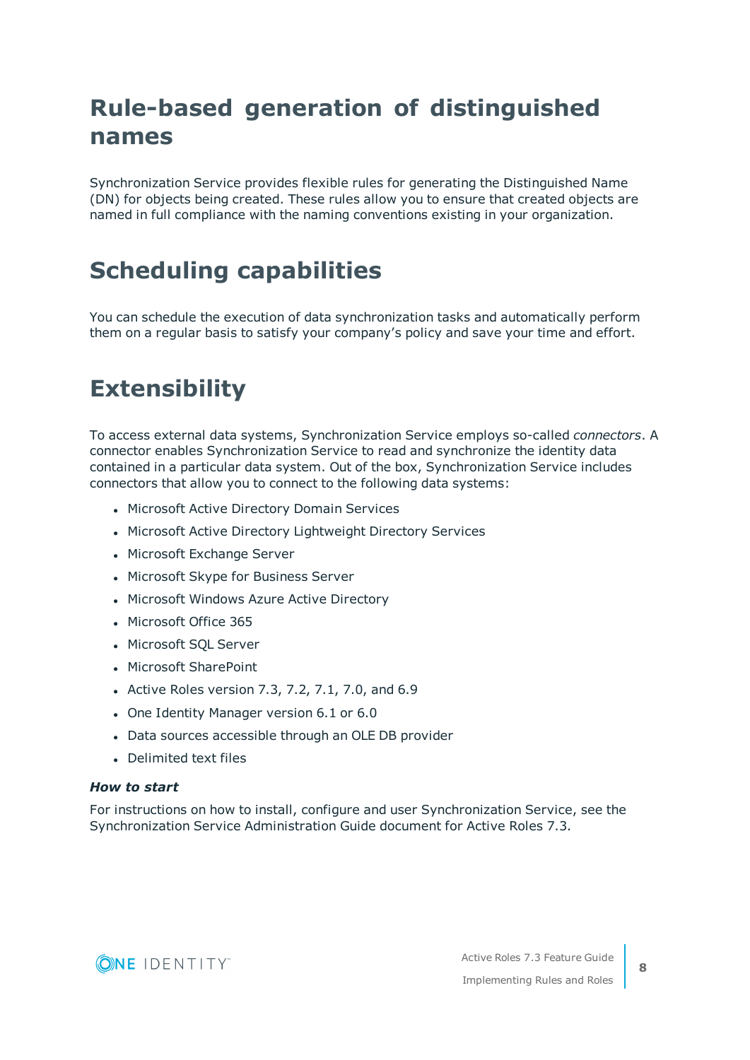## Rule-based generation of distinguished names

Synchronization Service provides flexible rules for generating the Distinguished Name (DN) for objects being created. These rules allow you to ensure that created objects are named in full compliance with the naming conventions existing in your organization.

## Scheduling capabilities

You can schedule the execution of data synchronization tasks and automatically perform them on a regular basis to satisfy your company's policy and save your time and effort.

## Extensibility

To access external data systems, Synchronization Service employs so-called *connectors*. A connector enables Synchronization Service to read and synchronize the identity data contained in a particular data system. Out of the box, Synchronization Service includes connectors that allow you to connect to the following data systems:

- Microsoft Active Directory Domain Services
- Microsoft Active Directory Lightweight Directory Services
- Microsoft Exchange Server
- Microsoft Skype for Business Server
- Microsoft Windows Azure Active Directory
- Microsoft Office 365
- Microsoft SQL Server
- Microsoft SharePoint
- Active Roles version 7.3, 7.2, 7.1, 7.0, and 6.9
- One Identity Manager version 6.1 or 6.0
- Data sources accessible through an OLE DB provider
- Delimited text files

***How to start***

For instructions on how to install, configure and user Synchronization Service, see the Synchronization Service Administration Guide document for Active Roles 7.3.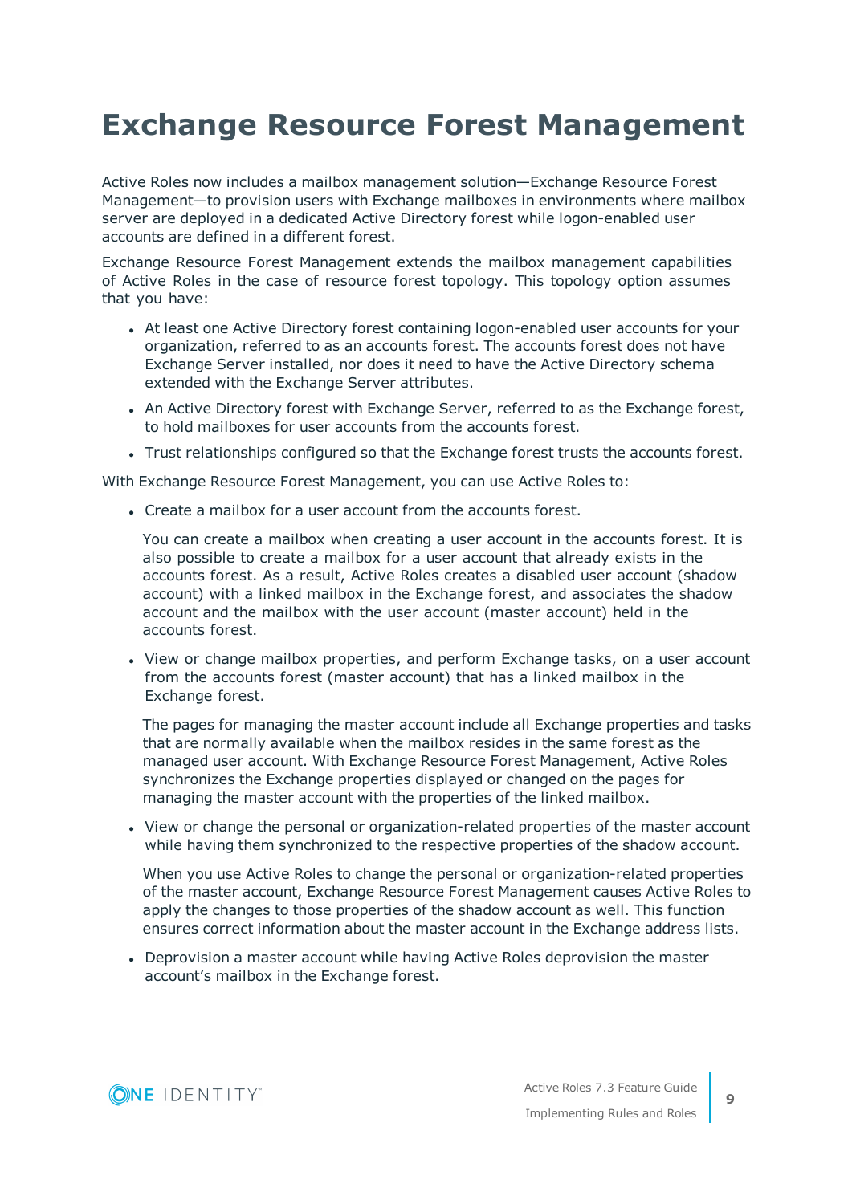# Exchange Resource Forest Management

Active Roles now includes a mailbox management solution—Exchange Resource Forest Management—to provision users with Exchange mailboxes in environments where mailbox server are deployed in a dedicated Active Directory forest while logon-enabled user accounts are defined in a different forest.

Exchange Resource Forest Management extends the mailbox management capabilities of Active Roles in the case of resource forest topology. This topology option assumes that you have:

- At least one Active Directory forest containing logon-enabled user accounts for your organization, referred to as an accounts forest. The accounts forest does not have Exchange Server installed, nor does it need to have the Active Directory schema extended with the Exchange Server attributes.
- An Active Directory forest with Exchange Server, referred to as the Exchange forest, to hold mailboxes for user accounts from the accounts forest.
- Trust relationships configured so that the Exchange forest trusts the accounts forest.

With Exchange Resource Forest Management, you can use Active Roles to:

- Create a mailbox for a user account from the accounts forest.

  You can create a mailbox when creating a user account in the accounts forest. It is also possible to create a mailbox for a user account that already exists in the accounts forest. As a result, Active Roles creates a disabled user account (shadow account) with a linked mailbox in the Exchange forest, and associates the shadow account and the mailbox with the user account (master account) held in the accounts forest.

- View or change mailbox properties, and perform Exchange tasks, on a user account from the accounts forest (master account) that has a linked mailbox in the Exchange forest.

  The pages for managing the master account include all Exchange properties and tasks that are normally available when the mailbox resides in the same forest as the managed user account. With Exchange Resource Forest Management, Active Roles synchronizes the Exchange properties displayed or changed on the pages for managing the master account with the properties of the linked mailbox.

- View or change the personal or organization-related properties of the master account while having them synchronized to the respective properties of the shadow account.

  When you use Active Roles to change the personal or organization-related properties of the master account, Exchange Resource Forest Management causes Active Roles to apply the changes to those properties of the shadow account as well. This function ensures correct information about the master account in the Exchange address lists.

- Deprovision a master account while having Active Roles deprovision the master account's mailbox in the Exchange forest.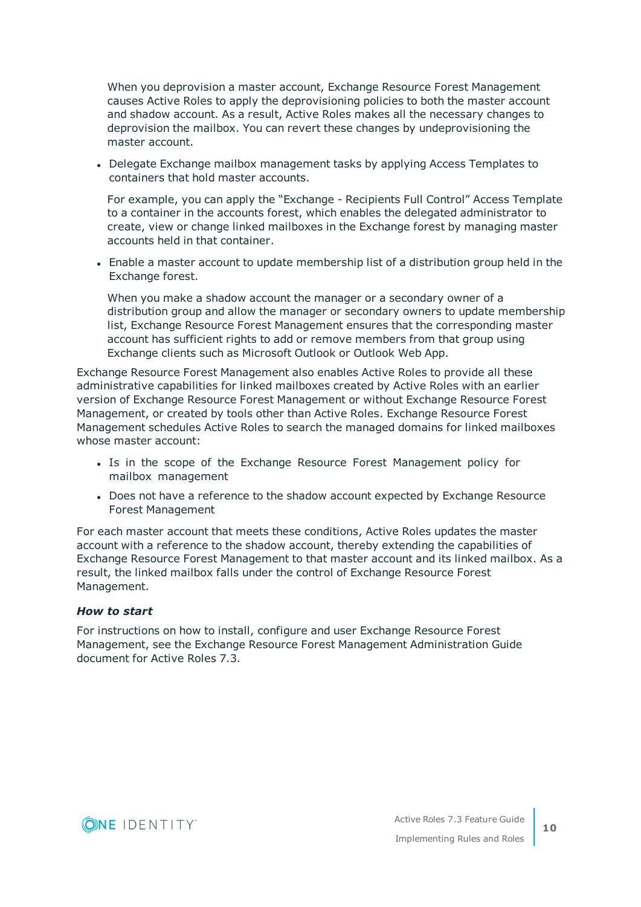When you deprovision a master account, Exchange Resource Forest Management causes Active Roles to apply the deprovisioning policies to both the master account and shadow account. As a result, Active Roles makes all the necessary changes to deprovision the mailbox. You can revert these changes by undeprovisioning the master account.

- Delegate Exchange mailbox management tasks by applying Access Templates to containers that hold master accounts.

  For example, you can apply the "Exchange - Recipients Full Control" Access Template to a container in the accounts forest, which enables the delegated administrator to create, view or change linked mailboxes in the Exchange forest by managing master accounts held in that container.

- Enable a master account to update membership list of a distribution group held in the Exchange forest.

  When you make a shadow account the manager or a secondary owner of a distribution group and allow the manager or secondary owners to update membership list, Exchange Resource Forest Management ensures that the corresponding master account has sufficient rights to add or remove members from that group using Exchange clients such as Microsoft Outlook or Outlook Web App.

Exchange Resource Forest Management also enables Active Roles to provide all these administrative capabilities for linked mailboxes created by Active Roles with an earlier version of Exchange Resource Forest Management or without Exchange Resource Forest Management, or created by tools other than Active Roles. Exchange Resource Forest Management schedules Active Roles to search the managed domains for linked mailboxes whose master account:

- Is in the scope of the Exchange Resource Forest Management policy for mailbox management
- Does not have a reference to the shadow account expected by Exchange Resource Forest Management

For each master account that meets these conditions, Active Roles updates the master account with a reference to the shadow account, thereby extending the capabilities of Exchange Resource Forest Management to that master account and its linked mailbox. As a result, the linked mailbox falls under the control of Exchange Resource Forest Management.

***How to start***

For instructions on how to install, configure and user Exchange Resource Forest Management, see the Exchange Resource Forest Management Administration Guide document for Active Roles 7.3.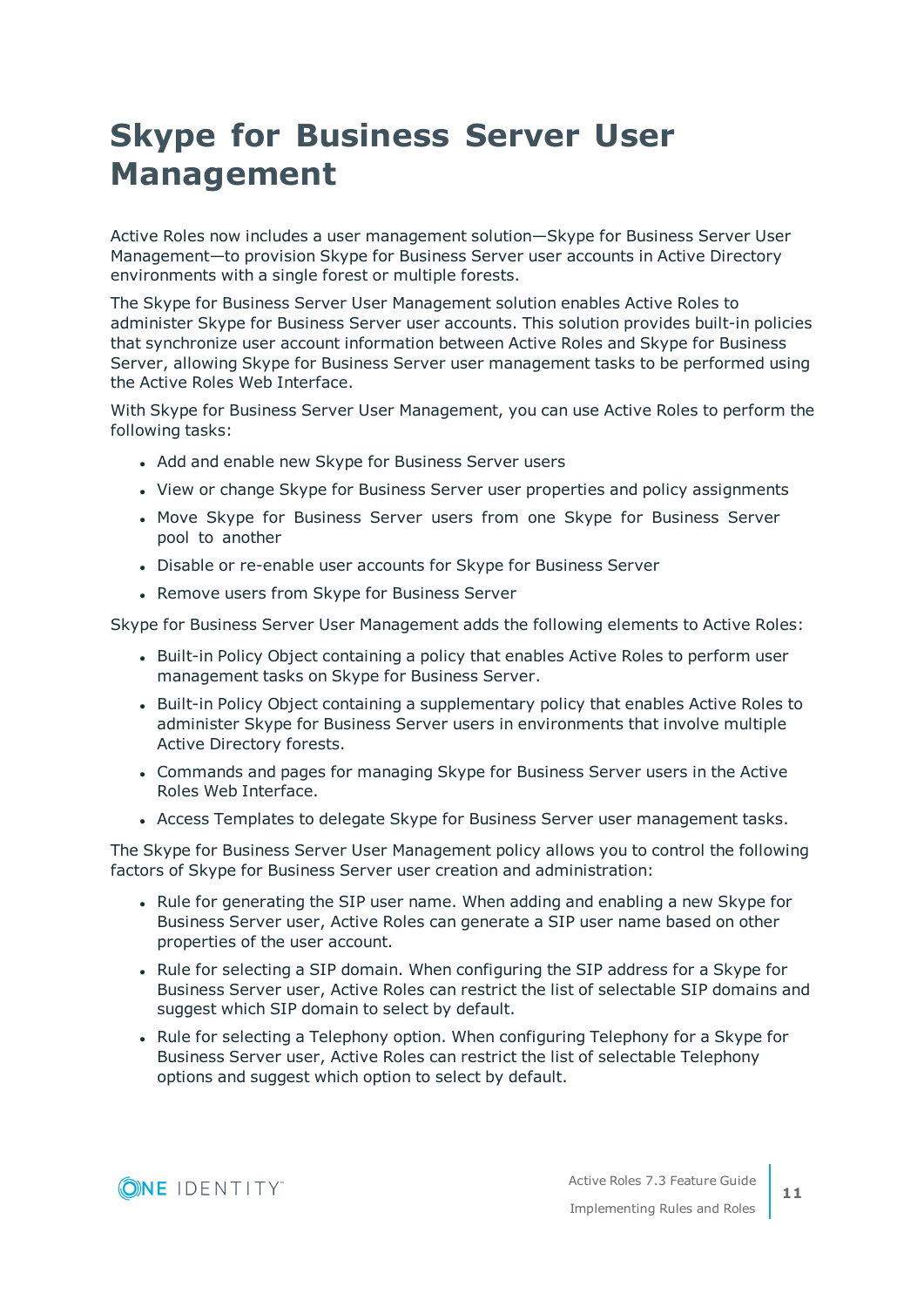# Skype for Business Server User Management

Active Roles now includes a user management solution—Skype for Business Server User Management—to provision Skype for Business Server user accounts in Active Directory environments with a single forest or multiple forests.

The Skype for Business Server User Management solution enables Active Roles to administer Skype for Business Server user accounts. This solution provides built-in policies that synchronize user account information between Active Roles and Skype for Business Server, allowing Skype for Business Server user management tasks to be performed using the Active Roles Web Interface.

With Skype for Business Server User Management, you can use Active Roles to perform the following tasks:

- Add and enable new Skype for Business Server users
- View or change Skype for Business Server user properties and policy assignments
- Move Skype for Business Server users from one Skype for Business Server pool to another
- Disable or re-enable user accounts for Skype for Business Server
- Remove users from Skype for Business Server

Skype for Business Server User Management adds the following elements to Active Roles:

- Built-in Policy Object containing a policy that enables Active Roles to perform user management tasks on Skype for Business Server.
- Built-in Policy Object containing a supplementary policy that enables Active Roles to administer Skype for Business Server users in environments that involve multiple Active Directory forests.
- Commands and pages for managing Skype for Business Server users in the Active Roles Web Interface.
- Access Templates to delegate Skype for Business Server user management tasks.

The Skype for Business Server User Management policy allows you to control the following factors of Skype for Business Server user creation and administration:

- Rule for generating the SIP user name. When adding and enabling a new Skype for Business Server user, Active Roles can generate a SIP user name based on other properties of the user account.
- Rule for selecting a SIP domain. When configuring the SIP address for a Skype for Business Server user, Active Roles can restrict the list of selectable SIP domains and suggest which SIP domain to select by default.
- Rule for selecting a Telephony option. When configuring Telephony for a Skype for Business Server user, Active Roles can restrict the list of selectable Telephony options and suggest which option to select by default.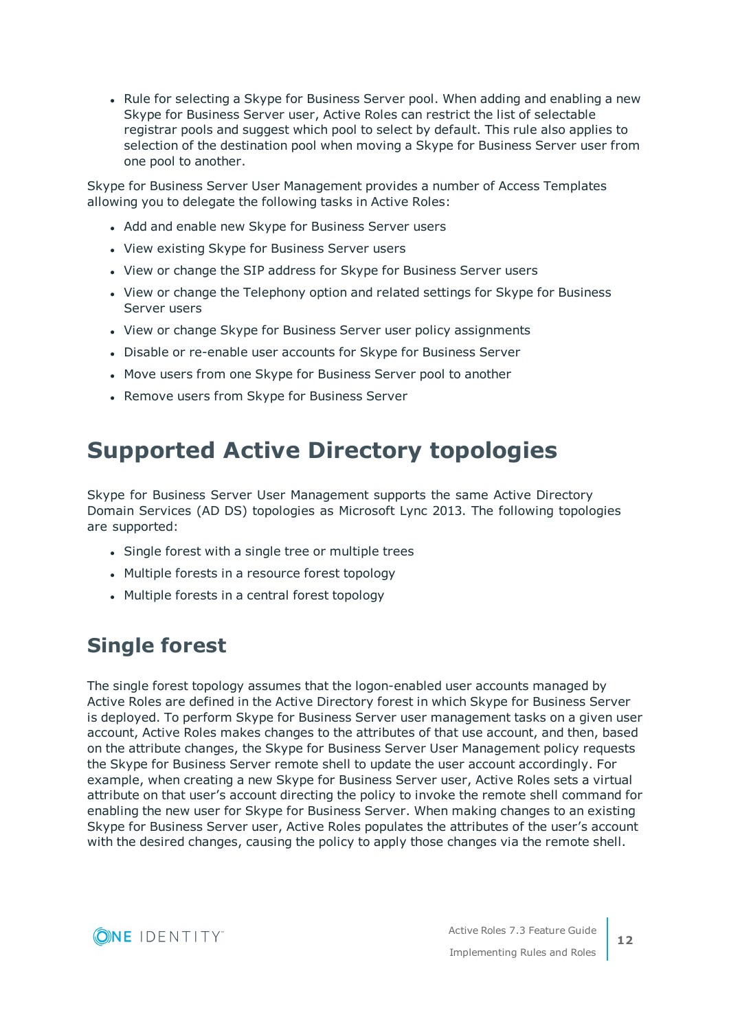- Rule for selecting a Skype for Business Server pool. When adding and enabling a new Skype for Business Server user, Active Roles can restrict the list of selectable registrar pools and suggest which pool to select by default. This rule also applies to selection of the destination pool when moving a Skype for Business Server user from one pool to another.

Skype for Business Server User Management provides a number of Access Templates allowing you to delegate the following tasks in Active Roles:

- Add and enable new Skype for Business Server users
- View existing Skype for Business Server users
- View or change the SIP address for Skype for Business Server users
- View or change the Telephony option and related settings for Skype for Business Server users
- View or change Skype for Business Server user policy assignments
- Disable or re-enable user accounts for Skype for Business Server
- Move users from one Skype for Business Server pool to another
- Remove users from Skype for Business Server

# Supported Active Directory topologies

Skype for Business Server User Management supports the same Active Directory Domain Services (AD DS) topologies as Microsoft Lync 2013. The following topologies are supported:

- Single forest with a single tree or multiple trees
- Multiple forests in a resource forest topology
- Multiple forests in a central forest topology

## Single forest

The single forest topology assumes that the logon-enabled user accounts managed by Active Roles are defined in the Active Directory forest in which Skype for Business Server is deployed. To perform Skype for Business Server user management tasks on a given user account, Active Roles makes changes to the attributes of that use account, and then, based on the attribute changes, the Skype for Business Server User Management policy requests the Skype for Business Server remote shell to update the user account accordingly. For example, when creating a new Skype for Business Server user, Active Roles sets a virtual attribute on that user's account directing the policy to invoke the remote shell command for enabling the new user for Skype for Business Server. When making changes to an existing Skype for Business Server user, Active Roles populates the attributes of the user's account with the desired changes, causing the policy to apply those changes via the remote shell.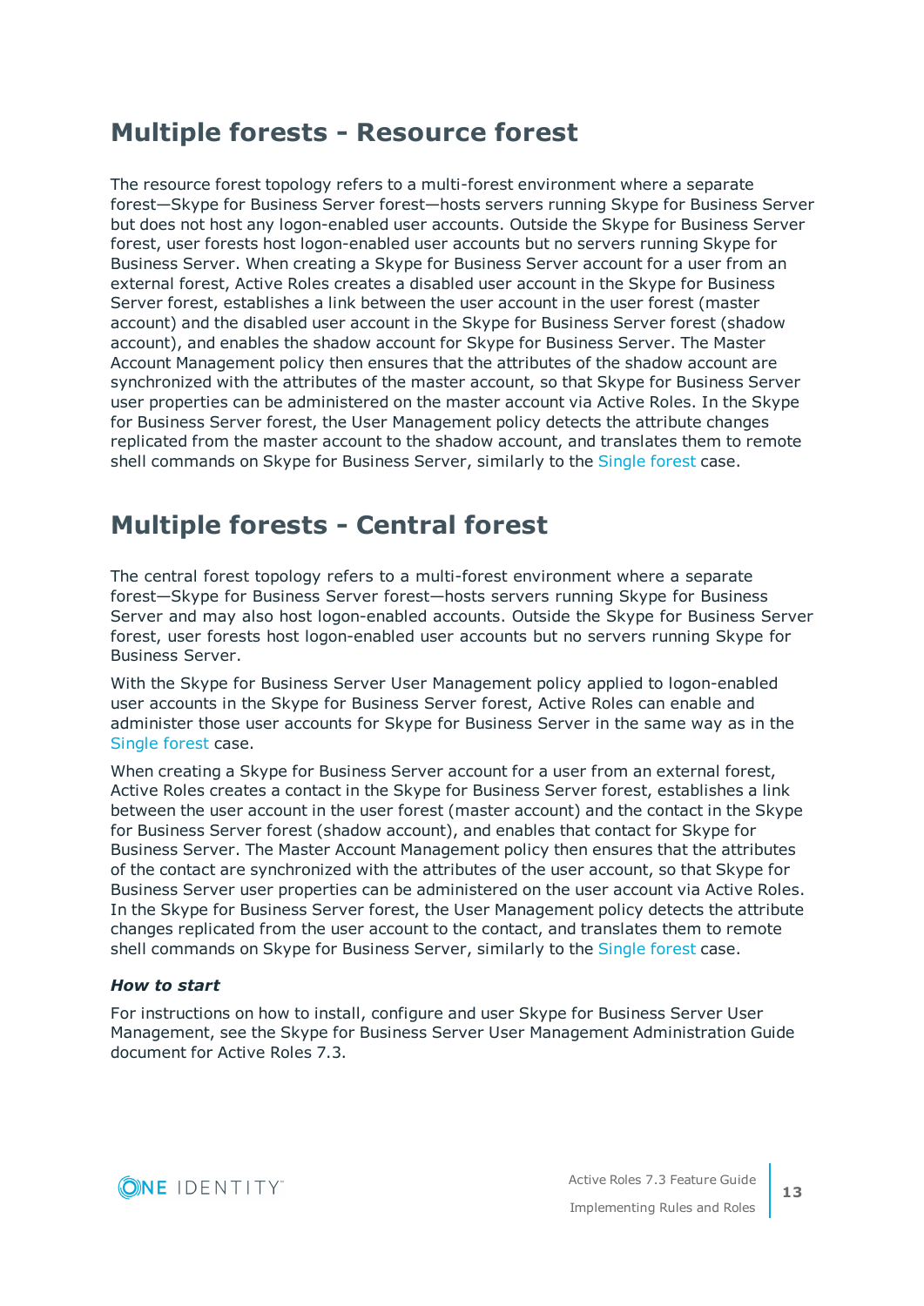## Multiple forests - Resource forest

The resource forest topology refers to a multi-forest environment where a separate forest—Skype for Business Server forest—hosts servers running Skype for Business Server but does not host any logon-enabled user accounts. Outside the Skype for Business Server forest, user forests host logon-enabled user accounts but no servers running Skype for Business Server. When creating a Skype for Business Server account for a user from an external forest, Active Roles creates a disabled user account in the Skype for Business Server forest, establishes a link between the user account in the user forest (master account) and the disabled user account in the Skype for Business Server forest (shadow account), and enables the shadow account for Skype for Business Server. The Master Account Management policy then ensures that the attributes of the shadow account are synchronized with the attributes of the master account, so that Skype for Business Server user properties can be administered on the master account via Active Roles. In the Skype for Business Server forest, the User Management policy detects the attribute changes replicated from the master account to the shadow account, and translates them to remote shell commands on Skype for Business Server, similarly to the Single forest case.

## Multiple forests - Central forest

The central forest topology refers to a multi-forest environment where a separate forest—Skype for Business Server forest—hosts servers running Skype for Business Server and may also host logon-enabled accounts. Outside the Skype for Business Server forest, user forests host logon-enabled user accounts but no servers running Skype for Business Server.

With the Skype for Business Server User Management policy applied to logon-enabled user accounts in the Skype for Business Server forest, Active Roles can enable and administer those user accounts for Skype for Business Server in the same way as in the Single forest case.

When creating a Skype for Business Server account for a user from an external forest, Active Roles creates a contact in the Skype for Business Server forest, establishes a link between the user account in the user forest (master account) and the contact in the Skype for Business Server forest (shadow account), and enables that contact for Skype for Business Server. The Master Account Management policy then ensures that the attributes of the contact are synchronized with the attributes of the user account, so that Skype for Business Server user properties can be administered on the user account via Active Roles. In the Skype for Business Server forest, the User Management policy detects the attribute changes replicated from the user account to the contact, and translates them to remote shell commands on Skype for Business Server, similarly to the Single forest case.

***How to start***

For instructions on how to install, configure and user Skype for Business Server User Management, see the Skype for Business Server User Management Administration Guide document for Active Roles 7.3.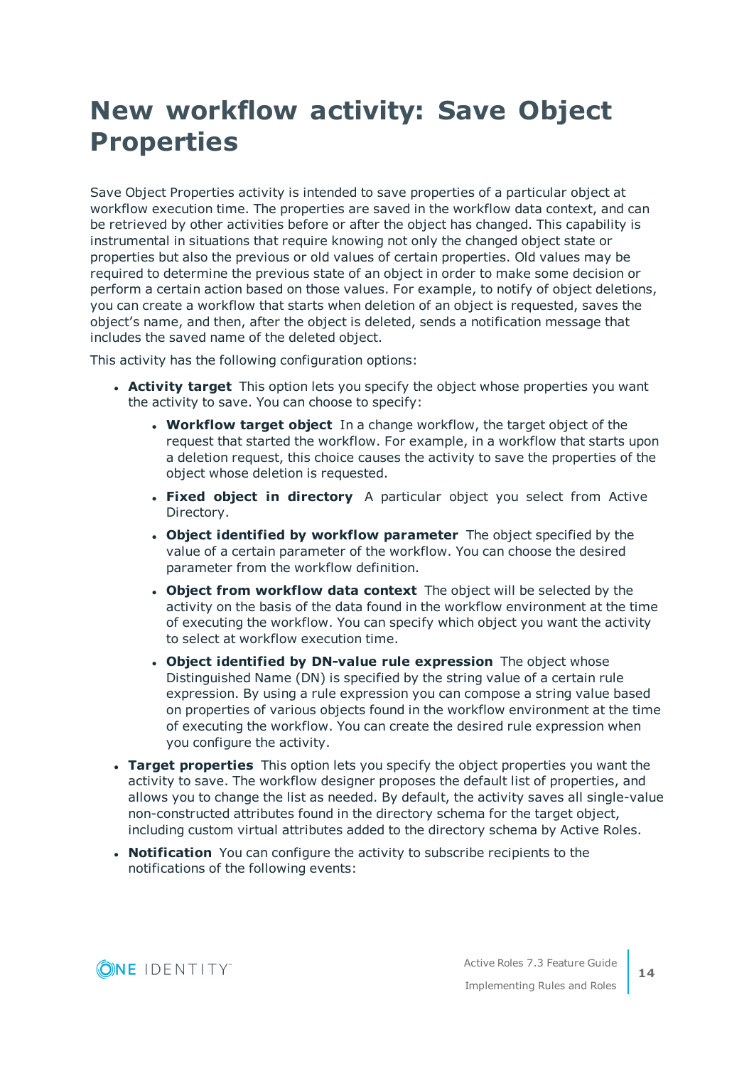# New workflow activity: Save Object Properties

Save Object Properties activity is intended to save properties of a particular object at workflow execution time. The properties are saved in the workflow data context, and can be retrieved by other activities before or after the object has changed. This capability is instrumental in situations that require knowing not only the changed object state or properties but also the previous or old values of certain properties. Old values may be required to determine the previous state of an object in order to make some decision or perform a certain action based on those values. For example, to notify of object deletions, you can create a workflow that starts when deletion of an object is requested, saves the object's name, and then, after the object is deleted, sends a notification message that includes the saved name of the deleted object.

This activity has the following configuration options:

- **Activity target** This option lets you specify the object whose properties you want the activity to save. You can choose to specify:
  - **Workflow target object** In a change workflow, the target object of the request that started the workflow. For example, in a workflow that starts upon a deletion request, this choice causes the activity to save the properties of the object whose deletion is requested.
  - **Fixed object in directory** A particular object you select from Active Directory.
  - **Object identified by workflow parameter** The object specified by the value of a certain parameter of the workflow. You can choose the desired parameter from the workflow definition.
  - **Object from workflow data context** The object will be selected by the activity on the basis of the data found in the workflow environment at the time of executing the workflow. You can specify which object you want the activity to select at workflow execution time.
  - **Object identified by DN-value rule expression** The object whose Distinguished Name (DN) is specified by the string value of a certain rule expression. By using a rule expression you can compose a string value based on properties of various objects found in the workflow environment at the time of executing the workflow. You can create the desired rule expression when you configure the activity.
- **Target properties** This option lets you specify the object properties you want the activity to save. The workflow designer proposes the default list of properties, and allows you to change the list as needed. By default, the activity saves all single-value non-constructed attributes found in the directory schema for the target object, including custom virtual attributes added to the directory schema by Active Roles.
- **Notification** You can configure the activity to subscribe recipients to the notifications of the following events: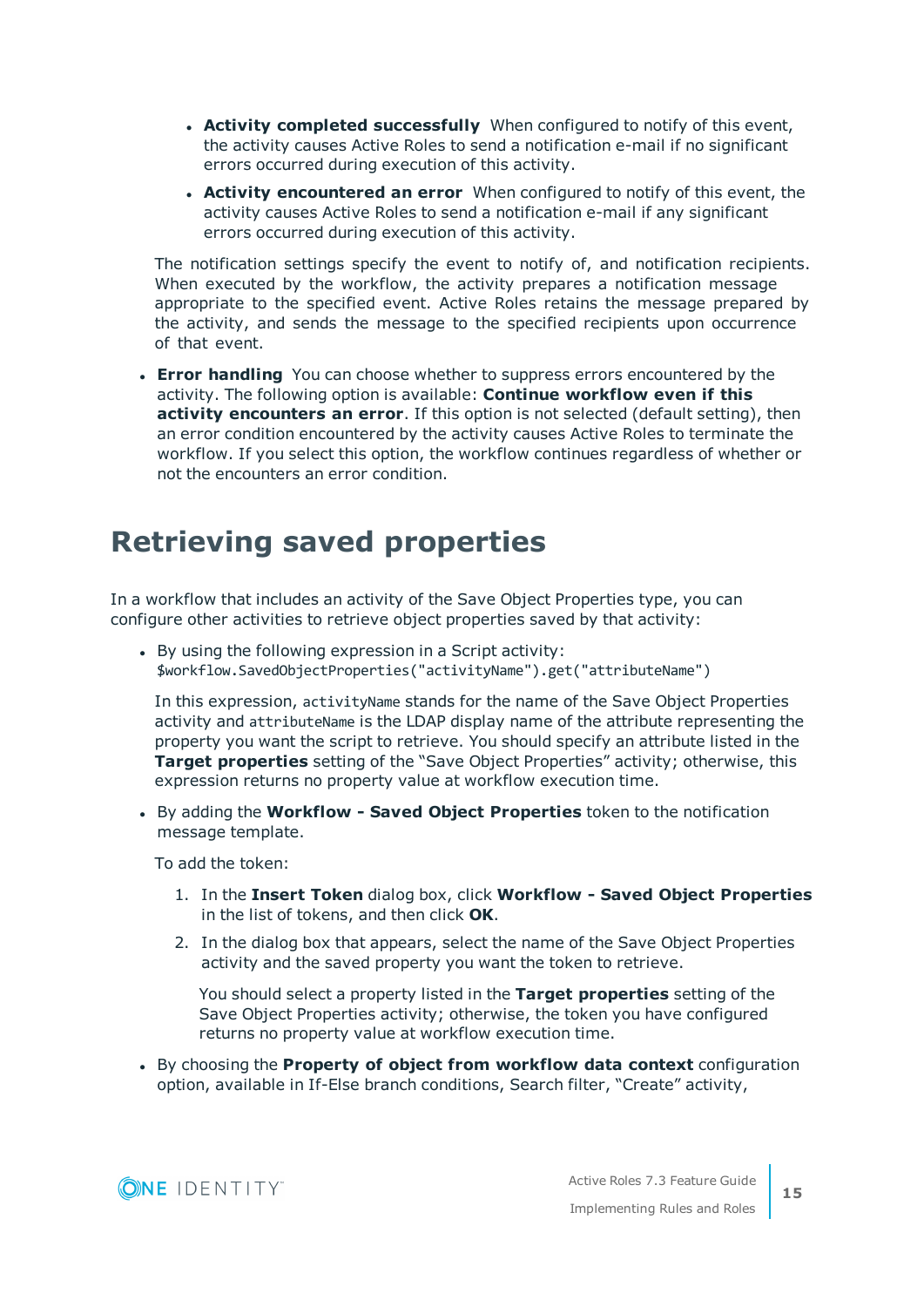- **Activity completed successfully** When configured to notify of this event, the activity causes Active Roles to send a notification e-mail if no significant errors occurred during execution of this activity.
- **Activity encountered an error** When configured to notify of this event, the activity causes Active Roles to send a notification e-mail if any significant errors occurred during execution of this activity.

The notification settings specify the event to notify of, and notification recipients. When executed by the workflow, the activity prepares a notification message appropriate to the specified event. Active Roles retains the message prepared by the activity, and sends the message to the specified recipients upon occurrence of that event.

- **Error handling** You can choose whether to suppress errors encountered by the activity. The following option is available: **Continue workflow even if this activity encounters an error**. If this option is not selected (default setting), then an error condition encountered by the activity causes Active Roles to terminate the workflow. If you select this option, the workflow continues regardless of whether or not the encounters an error condition.

# Retrieving saved properties

In a workflow that includes an activity of the Save Object Properties type, you can configure other activities to retrieve object properties saved by that activity:

- By using the following expression in a Script activity:
  `$workflow.SavedObjectProperties("activityName").get("attributeName")`

  In this expression, `activityName` stands for the name of the Save Object Properties activity and `attributeName` is the LDAP display name of the attribute representing the property you want the script to retrieve. You should specify an attribute listed in the **Target properties** setting of the "Save Object Properties" activity; otherwise, this expression returns no property value at workflow execution time.

- By adding the **Workflow - Saved Object Properties** token to the notification message template.

  To add the token:

  1. In the **Insert Token** dialog box, click **Workflow - Saved Object Properties** in the list of tokens, and then click **OK**.
  2. In the dialog box that appears, select the name of the Save Object Properties activity and the saved property you want the token to retrieve.

     You should select a property listed in the **Target properties** setting of the Save Object Properties activity; otherwise, the token you have configured returns no property value at workflow execution time.

- By choosing the **Property of object from workflow data context** configuration option, available in If-Else branch conditions, Search filter, "Create" activity,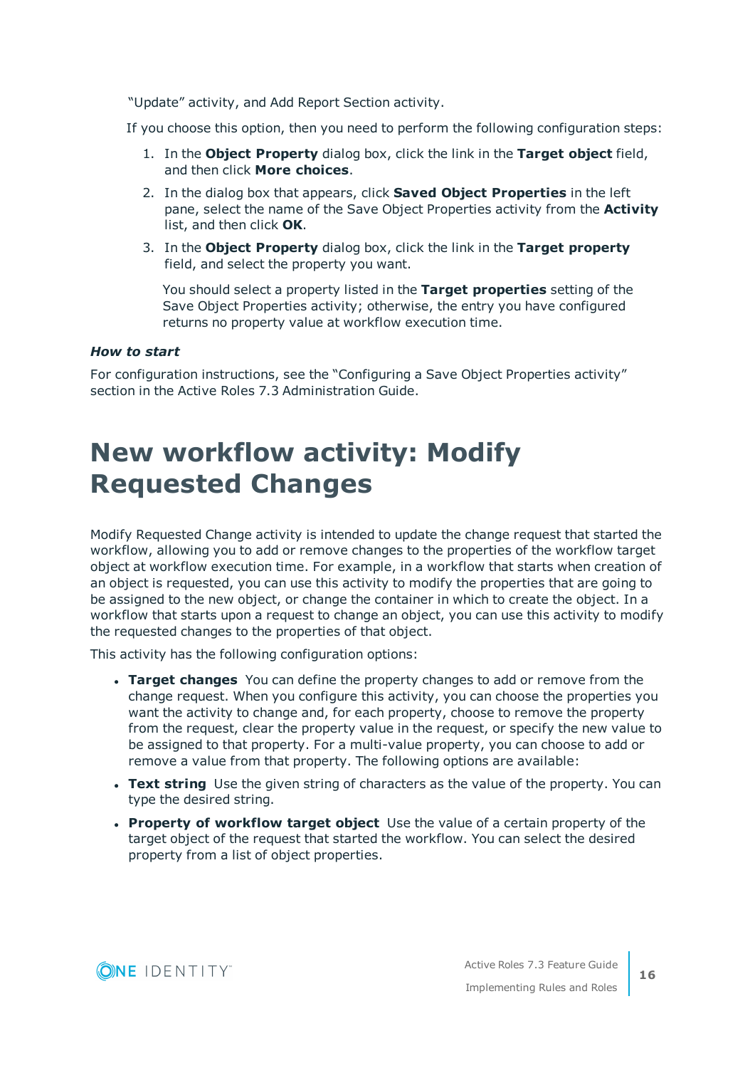"Update" activity, and Add Report Section activity.

If you choose this option, then you need to perform the following configuration steps:

1. In the **Object Property** dialog box, click the link in the **Target object** field, and then click **More choices**.
2. In the dialog box that appears, click **Saved Object Properties** in the left pane, select the name of the Save Object Properties activity from the **Activity** list, and then click **OK**.
3. In the **Object Property** dialog box, click the link in the **Target property** field, and select the property you want.

   You should select a property listed in the **Target properties** setting of the Save Object Properties activity; otherwise, the entry you have configured returns no property value at workflow execution time.

***How to start***

For configuration instructions, see the "Configuring a Save Object Properties activity" section in the Active Roles 7.3 Administration Guide.

# New workflow activity: Modify Requested Changes

Modify Requested Change activity is intended to update the change request that started the workflow, allowing you to add or remove changes to the properties of the workflow target object at workflow execution time. For example, in a workflow that starts when creation of an object is requested, you can use this activity to modify the properties that are going to be assigned to the new object, or change the container in which to create the object. In a workflow that starts upon a request to change an object, you can use this activity to modify the requested changes to the properties of that object.

This activity has the following configuration options:

- **Target changes** You can define the property changes to add or remove from the change request. When you configure this activity, you can choose the properties you want the activity to change and, for each property, choose to remove the property from the request, clear the property value in the request, or specify the new value to be assigned to that property. For a multi-value property, you can choose to add or remove a value from that property. The following options are available:
- **Text string** Use the given string of characters as the value of the property. You can type the desired string.
- **Property of workflow target object** Use the value of a certain property of the target object of the request that started the workflow. You can select the desired property from a list of object properties.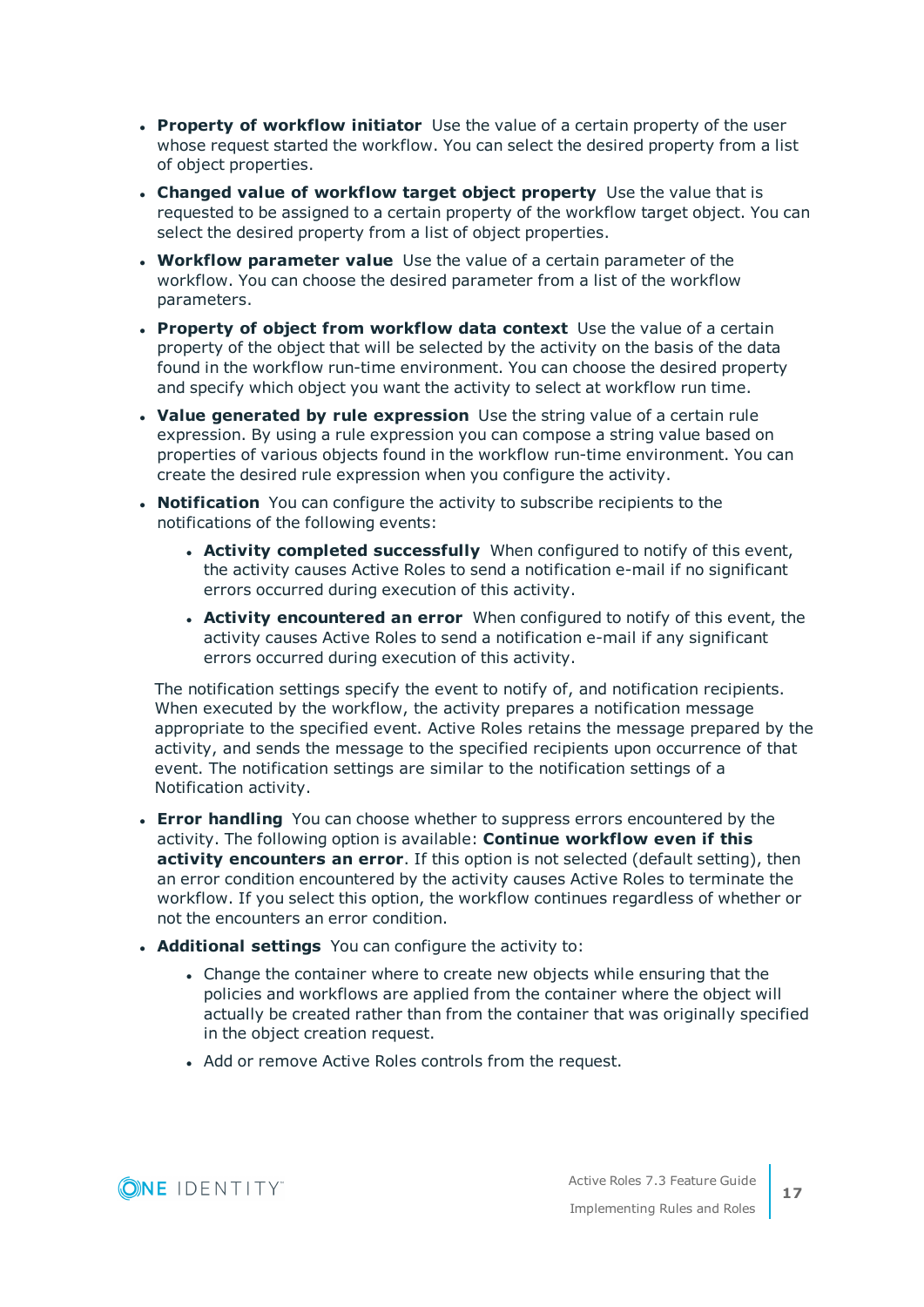- **Property of workflow initiator** Use the value of a certain property of the user whose request started the workflow. You can select the desired property from a list of object properties.
- **Changed value of workflow target object property** Use the value that is requested to be assigned to a certain property of the workflow target object. You can select the desired property from a list of object properties.
- **Workflow parameter value** Use the value of a certain parameter of the workflow. You can choose the desired parameter from a list of the workflow parameters.
- **Property of object from workflow data context** Use the value of a certain property of the object that will be selected by the activity on the basis of the data found in the workflow run-time environment. You can choose the desired property and specify which object you want the activity to select at workflow run time.
- **Value generated by rule expression** Use the string value of a certain rule expression. By using a rule expression you can compose a string value based on properties of various objects found in the workflow run-time environment. You can create the desired rule expression when you configure the activity.
- **Notification** You can configure the activity to subscribe recipients to the notifications of the following events:
    - **Activity completed successfully** When configured to notify of this event, the activity causes Active Roles to send a notification e-mail if no significant errors occurred during execution of this activity.
    - **Activity encountered an error** When configured to notify of this event, the activity causes Active Roles to send a notification e-mail if any significant errors occurred during execution of this activity.

  The notification settings specify the event to notify of, and notification recipients. When executed by the workflow, the activity prepares a notification message appropriate to the specified event. Active Roles retains the message prepared by the activity, and sends the message to the specified recipients upon occurrence of that event. The notification settings are similar to the notification settings of a Notification activity.
- **Error handling** You can choose whether to suppress errors encountered by the activity. The following option is available: **Continue workflow even if this activity encounters an error**. If this option is not selected (default setting), then an error condition encountered by the activity causes Active Roles to terminate the workflow. If you select this option, the workflow continues regardless of whether or not the encounters an error condition.
- **Additional settings** You can configure the activity to:
    - Change the container where to create new objects while ensuring that the policies and workflows are applied from the container where the object will actually be created rather than from the container that was originally specified in the object creation request.
    - Add or remove Active Roles controls from the request.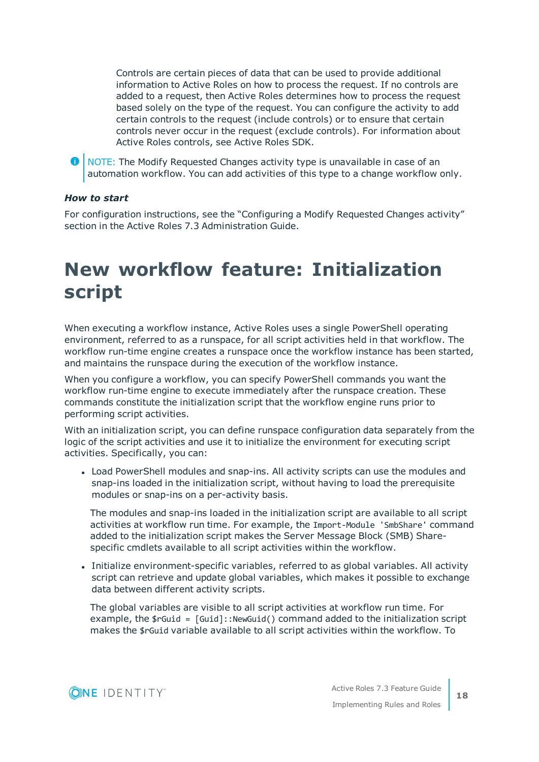Controls are certain pieces of data that can be used to provide additional information to Active Roles on how to process the request. If no controls are added to a request, then Active Roles determines how to process the request based solely on the type of the request. You can configure the activity to add certain controls to the request (include controls) or to ensure that certain controls never occur in the request (exclude controls). For information about Active Roles controls, see Active Roles SDK.

> NOTE: The Modify Requested Changes activity type is unavailable in case of an automation workflow. You can add activities of this type to a change workflow only.

***How to start***

For configuration instructions, see the “Configuring a Modify Requested Changes activity” section in the Active Roles 7.3 Administration Guide.

# New workflow feature: Initialization script

When executing a workflow instance, Active Roles uses a single PowerShell operating environment, referred to as a runspace, for all script activities held in that workflow. The workflow run-time engine creates a runspace once the workflow instance has been started, and maintains the runspace during the execution of the workflow instance.

When you configure a workflow, you can specify PowerShell commands you want the workflow run-time engine to execute immediately after the runspace creation. These commands constitute the initialization script that the workflow engine runs prior to performing script activities.

With an initialization script, you can define runspace configuration data separately from the logic of the script activities and use it to initialize the environment for executing script activities. Specifically, you can:

- Load PowerShell modules and snap-ins. All activity scripts can use the modules and snap-ins loaded in the initialization script, without having to load the prerequisite modules or snap-ins on a per-activity basis.

  The modules and snap-ins loaded in the initialization script are available to all script activities at workflow run time. For example, the `Import-Module 'SmbShare'` command added to the initialization script makes the Server Message Block (SMB) Share-specific cmdlets available to all script activities within the workflow.

- Initialize environment-specific variables, referred to as global variables. All activity script can retrieve and update global variables, which makes it possible to exchange data between different activity scripts.

  The global variables are visible to all script activities at workflow run time. For example, the `$rGuid = [Guid]::NewGuid()` command added to the initialization script makes the `$rGuid` variable available to all script activities within the workflow. To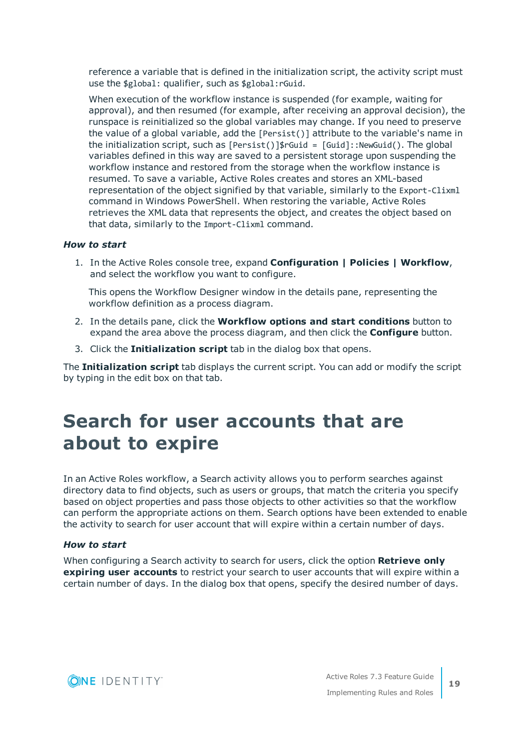reference a variable that is defined in the initialization script, the activity script must use the `$global`: qualifier, such as `$global:rGuid`.

When execution of the workflow instance is suspended (for example, waiting for approval), and then resumed (for example, after receiving an approval decision), the runspace is reinitialized so the global variables may change. If you need to preserve the value of a global variable, add the `[Persist()]` attribute to the variable's name in the initialization script, such as `[Persist()]$rGuid = [Guid]::NewGuid()`. The global variables defined in this way are saved to a persistent storage upon suspending the workflow instance and restored from the storage when the workflow instance is resumed. To save a variable, Active Roles creates and stores an XML-based representation of the object signified by that variable, similarly to the `Export-Clixml` command in Windows PowerShell. When restoring the variable, Active Roles retrieves the XML data that represents the object, and creates the object based on that data, similarly to the `Import-Clixml` command.

***How to start***

1. In the Active Roles console tree, expand **Configuration | Policies | Workflow**, and select the workflow you want to configure.

   This opens the Workflow Designer window in the details pane, representing the workflow definition as a process diagram.

2. In the details pane, click the **Workflow options and start conditions** button to expand the area above the process diagram, and then click the **Configure** button.
3. Click the **Initialization script** tab in the dialog box that opens.

The **Initialization script** tab displays the current script. You can add or modify the script by typing in the edit box on that tab.

# Search for user accounts that are about to expire

In an Active Roles workflow, a Search activity allows you to perform searches against directory data to find objects, such as users or groups, that match the criteria you specify based on object properties and pass those objects to other activities so that the workflow can perform the appropriate actions on them. Search options have been extended to enable the activity to search for user account that will expire within a certain number of days.

***How to start***

When configuring a Search activity to search for users, click the option **Retrieve only expiring user accounts** to restrict your search to user accounts that will expire within a certain number of days. In the dialog box that opens, specify the desired number of days.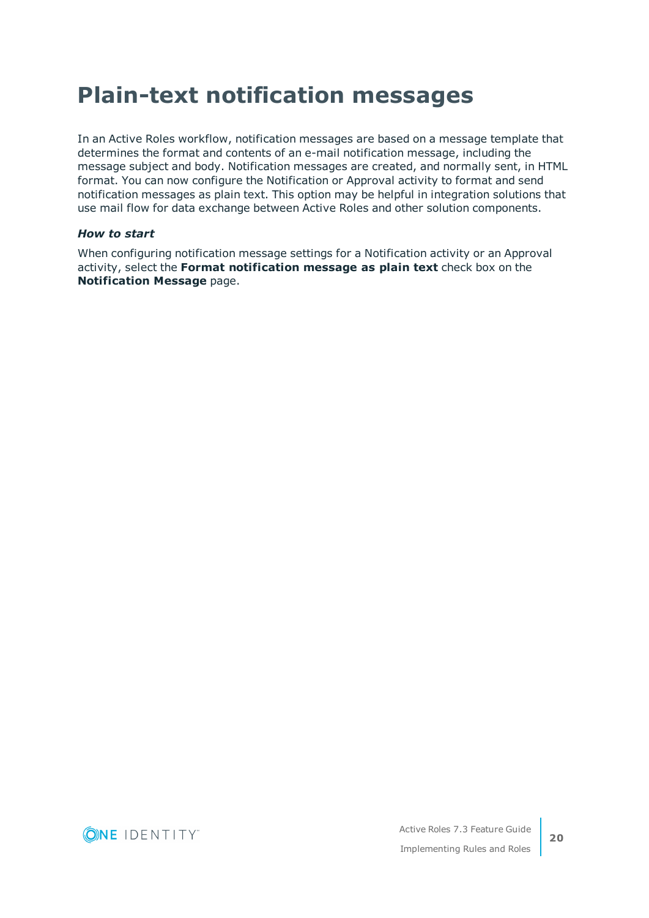# Plain-text notification messages

In an Active Roles workflow, notification messages are based on a message template that determines the format and contents of an e-mail notification message, including the message subject and body. Notification messages are created, and normally sent, in HTML format. You can now configure the Notification or Approval activity to format and send notification messages as plain text. This option may be helpful in integration solutions that use mail flow for data exchange between Active Roles and other solution components.

***How to start***

When configuring notification message settings for a Notification activity or an Approval activity, select the **Format notification message as plain text** check box on the **Notification Message** page.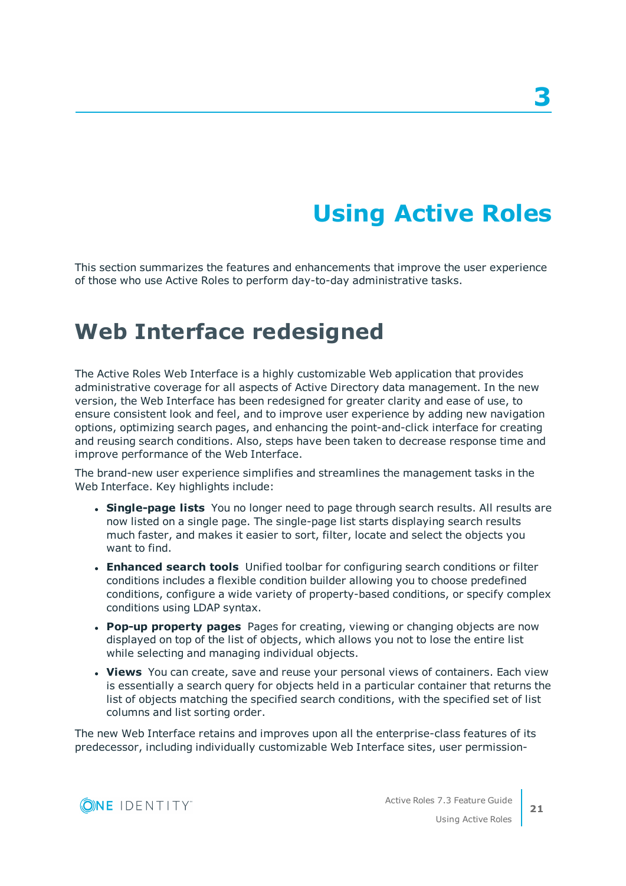# 3 Using Active Roles

This section summarizes the features and enhancements that improve the user experience of those who use Active Roles to perform day-to-day administrative tasks.

## Web Interface redesigned

The Active Roles Web Interface is a highly customizable Web application that provides administrative coverage for all aspects of Active Directory data management. In the new version, the Web Interface has been redesigned for greater clarity and ease of use, to ensure consistent look and feel, and to improve user experience by adding new navigation options, optimizing search pages, and enhancing the point-and-click interface for creating and reusing search conditions. Also, steps have been taken to decrease response time and improve performance of the Web Interface.

The brand-new user experience simplifies and streamlines the management tasks in the Web Interface. Key highlights include:

- **Single-page lists** You no longer need to page through search results. All results are now listed on a single page. The single-page list starts displaying search results much faster, and makes it easier to sort, filter, locate and select the objects you want to find.
- **Enhanced search tools** Unified toolbar for configuring search conditions or filter conditions includes a flexible condition builder allowing you to choose predefined conditions, configure a wide variety of property-based conditions, or specify complex conditions using LDAP syntax.
- **Pop-up property pages** Pages for creating, viewing or changing objects are now displayed on top of the list of objects, which allows you not to lose the entire list while selecting and managing individual objects.
- **Views** You can create, save and reuse your personal views of containers. Each view is essentially a search query for objects held in a particular container that returns the list of objects matching the specified search conditions, with the specified set of list columns and list sorting order.

The new Web Interface retains and improves upon all the enterprise-class features of its predecessor, including individually customizable Web Interface sites, user permission-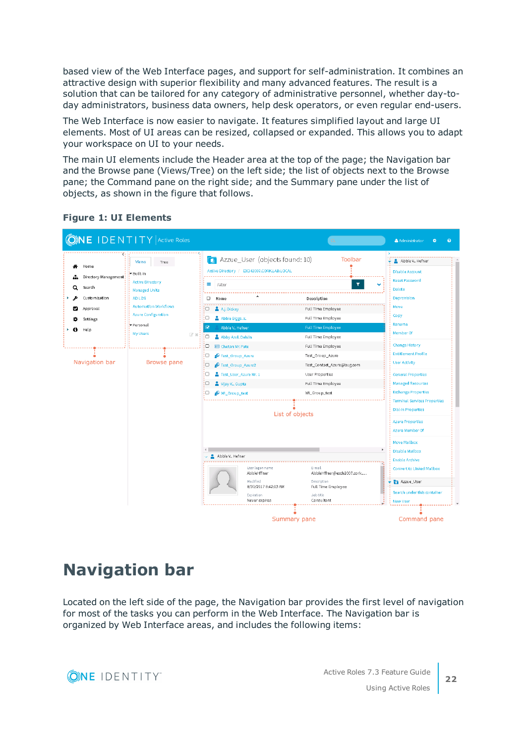based view of the Web Interface pages, and support for self-administration. It combines an attractive design with superior flexibility and many advanced features. The result is a solution that can be tailored for any category of administrative personnel, whether day-to-day administrators, business data owners, help desk operators, or even regular end-users.

The Web Interface is now easier to navigate. It features simplified layout and large UI elements. Most of UI areas can be resized, collapsed or expanded. This allows you to adapt your workspace on UI to your needs.

The main UI elements include the Header area at the top of the page; the Navigation bar and the Browse pane (Views/Tree) on the left side; the list of objects next to the Browse pane; the Command pane on the right side; and the Summary pane under the list of objects, as shown in the figure that follows.

**Figure 1: UI Elements**

# Navigation bar

Located on the left side of the page, the Navigation bar provides the first level of navigation for most of the tasks you can perform in the Web Interface. The Navigation bar is organized by Web Interface areas, and includes the following items: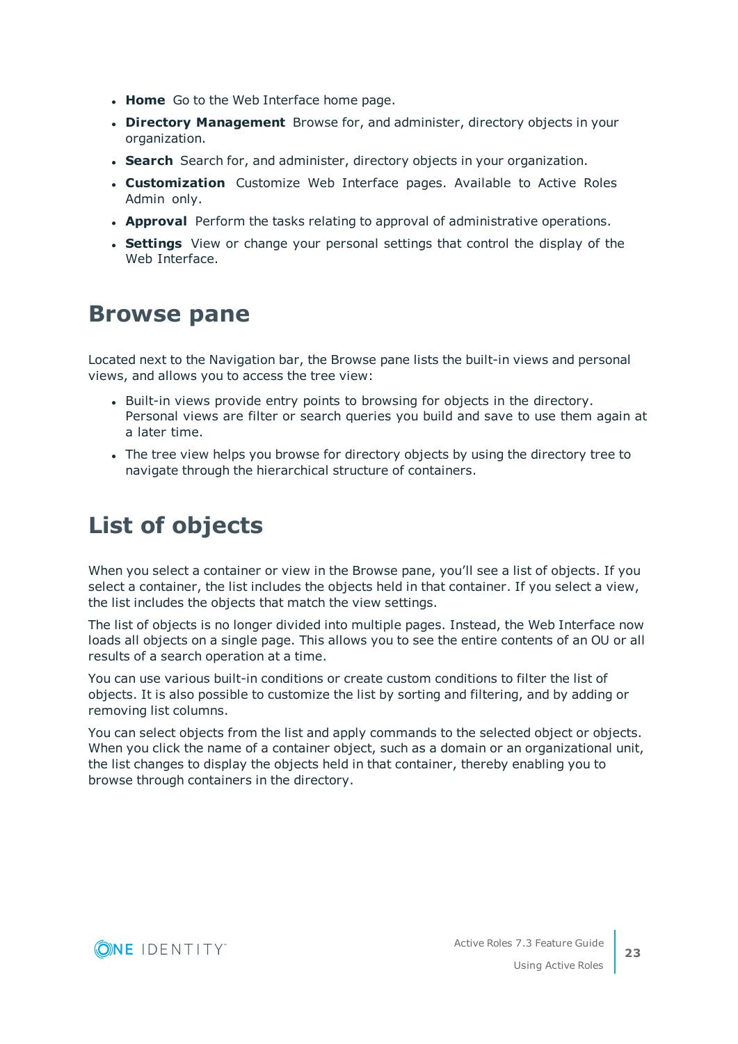- **Home** Go to the Web Interface home page.
- **Directory Management** Browse for, and administer, directory objects in your organization.
- **Search** Search for, and administer, directory objects in your organization.
- **Customization** Customize Web Interface pages. Available to Active Roles Admin only.
- **Approval** Perform the tasks relating to approval of administrative operations.
- **Settings** View or change your personal settings that control the display of the Web Interface.

## Browse pane

Located next to the Navigation bar, the Browse pane lists the built-in views and personal views, and allows you to access the tree view:

- Built-in views provide entry points to browsing for objects in the directory. Personal views are filter or search queries you build and save to use them again at a later time.
- The tree view helps you browse for directory objects by using the directory tree to navigate through the hierarchical structure of containers.

## List of objects

When you select a container or view in the Browse pane, you'll see a list of objects. If you select a container, the list includes the objects held in that container. If you select a view, the list includes the objects that match the view settings.

The list of objects is no longer divided into multiple pages. Instead, the Web Interface now loads all objects on a single page. This allows you to see the entire contents of an OU or all results of a search operation at a time.

You can use various built-in conditions or create custom conditions to filter the list of objects. It is also possible to customize the list by sorting and filtering, and by adding or removing list columns.

You can select objects from the list and apply commands to the selected object or objects. When you click the name of a container object, such as a domain or an organizational unit, the list changes to display the objects held in that container, thereby enabling you to browse through containers in the directory.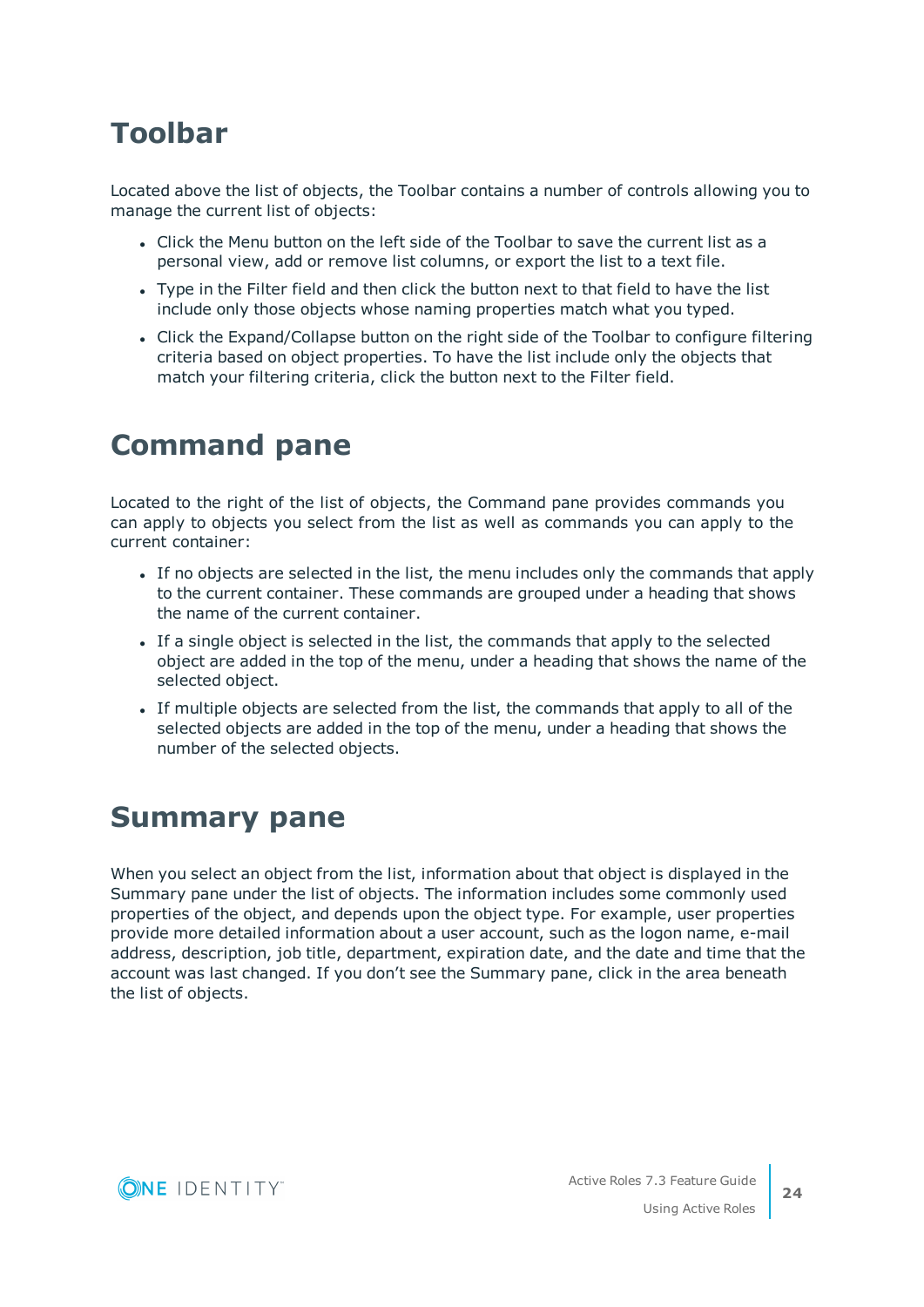# Toolbar

Located above the list of objects, the Toolbar contains a number of controls allowing you to manage the current list of objects:

- Click the Menu button on the left side of the Toolbar to save the current list as a personal view, add or remove list columns, or export the list to a text file.
- Type in the Filter field and then click the button next to that field to have the list include only those objects whose naming properties match what you typed.
- Click the Expand/Collapse button on the right side of the Toolbar to configure filtering criteria based on object properties. To have the list include only the objects that match your filtering criteria, click the button next to the Filter field.

# Command pane

Located to the right of the list of objects, the Command pane provides commands you can apply to objects you select from the list as well as commands you can apply to the current container:

- If no objects are selected in the list, the menu includes only the commands that apply to the current container. These commands are grouped under a heading that shows the name of the current container.
- If a single object is selected in the list, the commands that apply to the selected object are added in the top of the menu, under a heading that shows the name of the selected object.
- If multiple objects are selected from the list, the commands that apply to all of the selected objects are added in the top of the menu, under a heading that shows the number of the selected objects.

# Summary pane

When you select an object from the list, information about that object is displayed in the Summary pane under the list of objects. The information includes some commonly used properties of the object, and depends upon the object type. For example, user properties provide more detailed information about a user account, such as the logon name, e-mail address, description, job title, department, expiration date, and the date and time that the account was last changed. If you don't see the Summary pane, click in the area beneath the list of objects.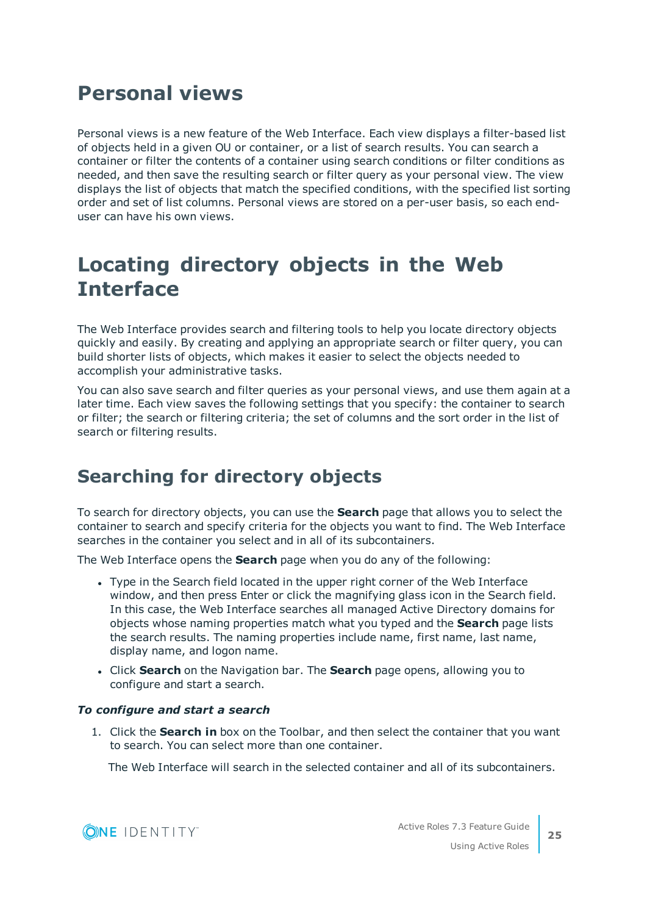# Personal views

Personal views is a new feature of the Web Interface. Each view displays a filter-based list of objects held in a given OU or container, or a list of search results. You can search a container or filter the contents of a container using search conditions or filter conditions as needed, and then save the resulting search or filter query as your personal view. The view displays the list of objects that match the specified conditions, with the specified list sorting order and set of list columns. Personal views are stored on a per-user basis, so each end-user can have his own views.

# Locating directory objects in the Web Interface

The Web Interface provides search and filtering tools to help you locate directory objects quickly and easily. By creating and applying an appropriate search or filter query, you can build shorter lists of objects, which makes it easier to select the objects needed to accomplish your administrative tasks.

You can also save search and filter queries as your personal views, and use them again at a later time. Each view saves the following settings that you specify: the container to search or filter; the search or filtering criteria; the set of columns and the sort order in the list of search or filtering results.

## Searching for directory objects

To search for directory objects, you can use the **Search** page that allows you to select the container to search and specify criteria for the objects you want to find. The Web Interface searches in the container you select and in all of its subcontainers.

The Web Interface opens the **Search** page when you do any of the following:

- Type in the Search field located in the upper right corner of the Web Interface window, and then press Enter or click the magnifying glass icon in the Search field. In this case, the Web Interface searches all managed Active Directory domains for objects whose naming properties match what you typed and the **Search** page lists the search results. The naming properties include name, first name, last name, display name, and logon name.
- Click **Search** on the Navigation bar. The **Search** page opens, allowing you to configure and start a search.

***To configure and start a search***

1. Click the **Search in** box on the Toolbar, and then select the container that you want to search. You can select more than one container.

   The Web Interface will search in the selected container and all of its subcontainers.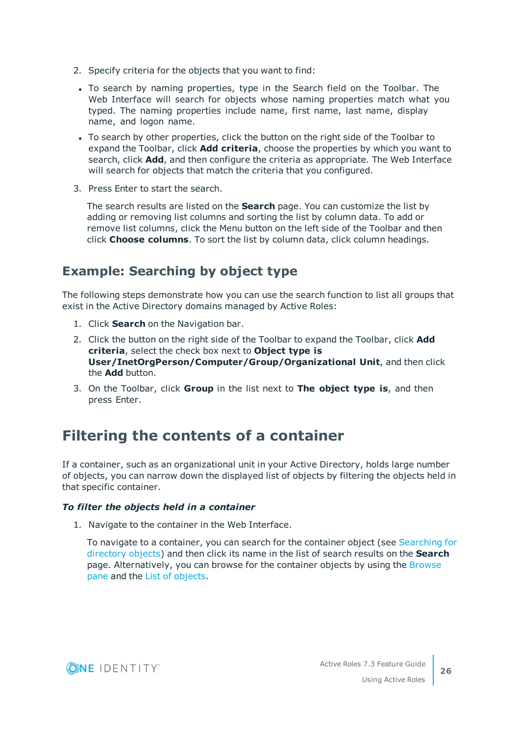2. Specify criteria for the objects that you want to find:

   - To search by naming properties, type in the Search field on the Toolbar. The Web Interface will search for objects whose naming properties match what you typed. The naming properties include name, first name, last name, display name, and logon name.
   - To search by other properties, click the button on the right side of the Toolbar to expand the Toolbar, click **Add criteria**, choose the properties by which you want to search, click **Add**, and then configure the criteria as appropriate. The Web Interface will search for objects that match the criteria that you configured.

3. Press Enter to start the search.

   The search results are listed on the **Search** page. You can customize the list by adding or removing list columns and sorting the list by column data. To add or remove list columns, click the Menu button on the left side of the Toolbar and then click **Choose columns**. To sort the list by column data, click column headings.

### Example: Searching by object type

The following steps demonstrate how you can use the search function to list all groups that exist in the Active Directory domains managed by Active Roles:

1. Click **Search** on the Navigation bar.
2. Click the button on the right side of the Toolbar to expand the Toolbar, click **Add criteria**, select the check box next to **Object type is User/InetOrgPerson/Computer/Group/Organizational Unit**, and then click the **Add** button.
3. On the Toolbar, click **Group** in the list next to **The object type is**, and then press Enter.

## Filtering the contents of a container

If a container, such as an organizational unit in your Active Directory, holds large number of objects, you can narrow down the displayed list of objects by filtering the objects held in that specific container.

***To filter the objects held in a container***

1. Navigate to the container in the Web Interface.

   To navigate to a container, you can search for the container object (see Searching for directory objects) and then click its name in the list of search results on the **Search** page. Alternatively, you can browse for the container objects by using the Browse pane and the List of objects.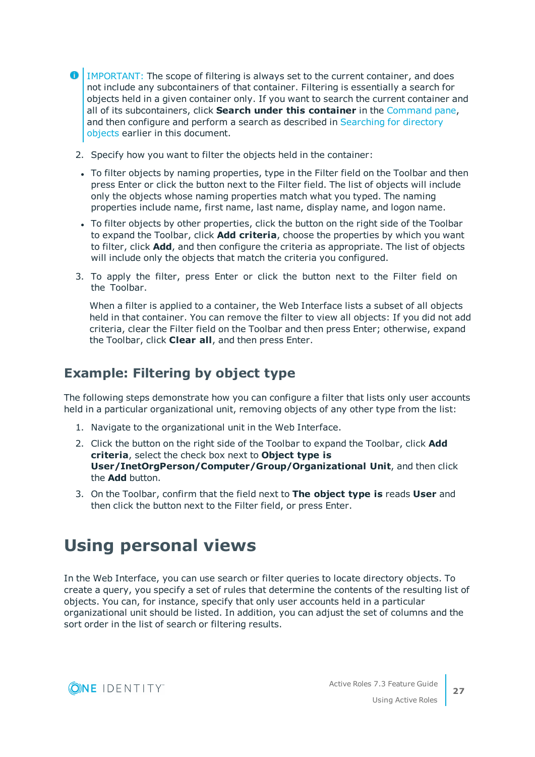> IMPORTANT: The scope of filtering is always set to the current container, and does not include any subcontainers of that container. Filtering is essentially a search for objects held in a given container only. If you want to search the current container and all of its subcontainers, click **Search under this container** in the Command pane, and then configure and perform a search as described in Searching for directory objects earlier in this document.

2. Specify how you want to filter the objects held in the container:

   - To filter objects by naming properties, type in the Filter field on the Toolbar and then press Enter or click the button next to the Filter field. The list of objects will include only the objects whose naming properties match what you typed. The naming properties include name, first name, last name, display name, and logon name.
   - To filter objects by other properties, click the button on the right side of the Toolbar to expand the Toolbar, click **Add criteria**, choose the properties by which you want to filter, click **Add**, and then configure the criteria as appropriate. The list of objects will include only the objects that match the criteria you configured.

3. To apply the filter, press Enter or click the button next to the Filter field on the Toolbar.

   When a filter is applied to a container, the Web Interface lists a subset of all objects held in that container. You can remove the filter to view all objects: If you did not add criteria, clear the Filter field on the Toolbar and then press Enter; otherwise, expand the Toolbar, click **Clear all**, and then press Enter.

## Example: Filtering by object type

The following steps demonstrate how you can configure a filter that lists only user accounts held in a particular organizational unit, removing objects of any other type from the list:

1. Navigate to the organizational unit in the Web Interface.
2. Click the button on the right side of the Toolbar to expand the Toolbar, click **Add criteria**, select the check box next to **Object type is User/InetOrgPerson/Computer/Group/Organizational Unit**, and then click the **Add** button.
3. On the Toolbar, confirm that the field next to **The object type is** reads **User** and then click the button next to the Filter field, or press Enter.

# Using personal views

In the Web Interface, you can use search or filter queries to locate directory objects. To create a query, you specify a set of rules that determine the contents of the resulting list of objects. You can, for instance, specify that only user accounts held in a particular organizational unit should be listed. In addition, you can adjust the set of columns and the sort order in the list of search or filtering results.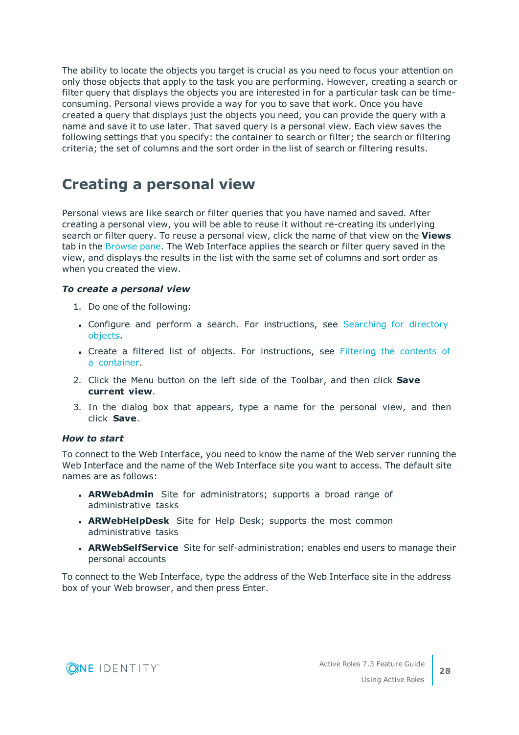The ability to locate the objects you target is crucial as you need to focus your attention on only those objects that apply to the task you are performing. However, creating a search or filter query that displays the objects you are interested in for a particular task can be time-consuming. Personal views provide a way for you to save that work. Once you have created a query that displays just the objects you need, you can provide the query with a name and save it to use later. That saved query is a personal view. Each view saves the following settings that you specify: the container to search or filter; the search or filtering criteria; the set of columns and the sort order in the list of search or filtering results.

## Creating a personal view

Personal views are like search or filter queries that you have named and saved. After creating a personal view, you will be able to reuse it without re-creating its underlying search or filter query. To reuse a personal view, click the name of that view on the **Views** tab in the Browse pane. The Web Interface applies the search or filter query saved in the view, and displays the results in the list with the same set of columns and sort order as when you created the view.

***To create a personal view***

1. Do one of the following:
   - Configure and perform a search. For instructions, see Searching for directory objects.
   - Create a filtered list of objects. For instructions, see Filtering the contents of a container.
2. Click the Menu button on the left side of the Toolbar, and then click **Save current view**.
3. In the dialog box that appears, type a name for the personal view, and then click **Save**.

***How to start***

To connect to the Web Interface, you need to know the name of the Web server running the Web Interface and the name of the Web Interface site you want to access. The default site names are as follows:

- **ARWebAdmin** Site for administrators; supports a broad range of administrative tasks
- **ARWebHelpDesk** Site for Help Desk; supports the most common administrative tasks
- **ARWebSelfService** Site for self-administration; enables end users to manage their personal accounts

To connect to the Web Interface, type the address of the Web Interface site in the address box of your Web browser, and then press Enter.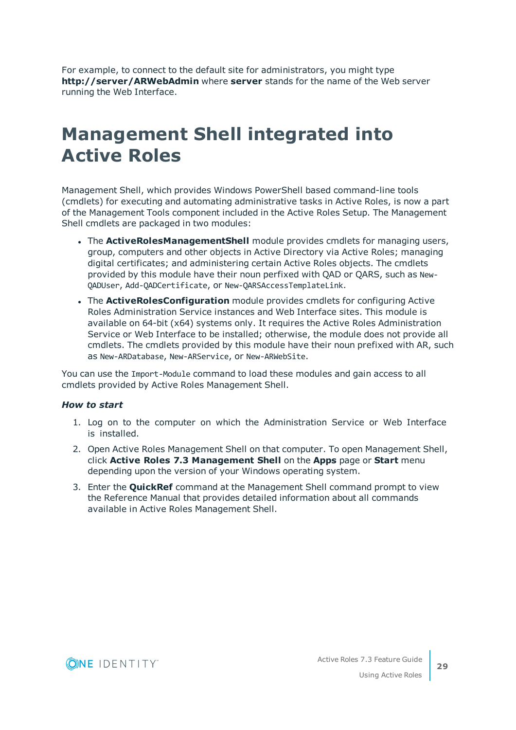For example, to connect to the default site for administrators, you might type **http://server/ARWebAdmin** where **server** stands for the name of the Web server running the Web Interface.

# Management Shell integrated into Active Roles

Management Shell, which provides Windows PowerShell based command-line tools (cmdlets) for executing and automating administrative tasks in Active Roles, is now a part of the Management Tools component included in the Active Roles Setup. The Management Shell cmdlets are packaged in two modules:

- The **ActiveRolesManagementShell** module provides cmdlets for managing users, group, computers and other objects in Active Directory via Active Roles; managing digital certificates; and administering certain Active Roles objects. The cmdlets provided by this module have their noun perfixed with QAD or QARS, such as `New-QADUser`, `Add-QADCertificate`, or `New-QARSAccessTemplateLink`.
- The **ActiveRolesConfiguration** module provides cmdlets for configuring Active Roles Administration Service instances and Web Interface sites. This module is available on 64-bit (x64) systems only. It requires the Active Roles Administration Service or Web Interface to be installed; otherwise, the module does not provide all cmdlets. The cmdlets provided by this module have their noun prefixed with AR, such as `New-ARDatabase`, `New-ARService`, or `New-ARWebSite`.

You can use the `Import-Module` command to load these modules and gain access to all cmdlets provided by Active Roles Management Shell.

***How to start***

1. Log on to the computer on which the Administration Service or Web Interface is installed.
2. Open Active Roles Management Shell on that computer. To open Management Shell, click **Active Roles 7.3 Management Shell** on the **Apps** page or **Start** menu depending upon the version of your Windows operating system.
3. Enter the **QuickRef** command at the Management Shell command prompt to view the Reference Manual that provides detailed information about all commands available in Active Roles Management Shell.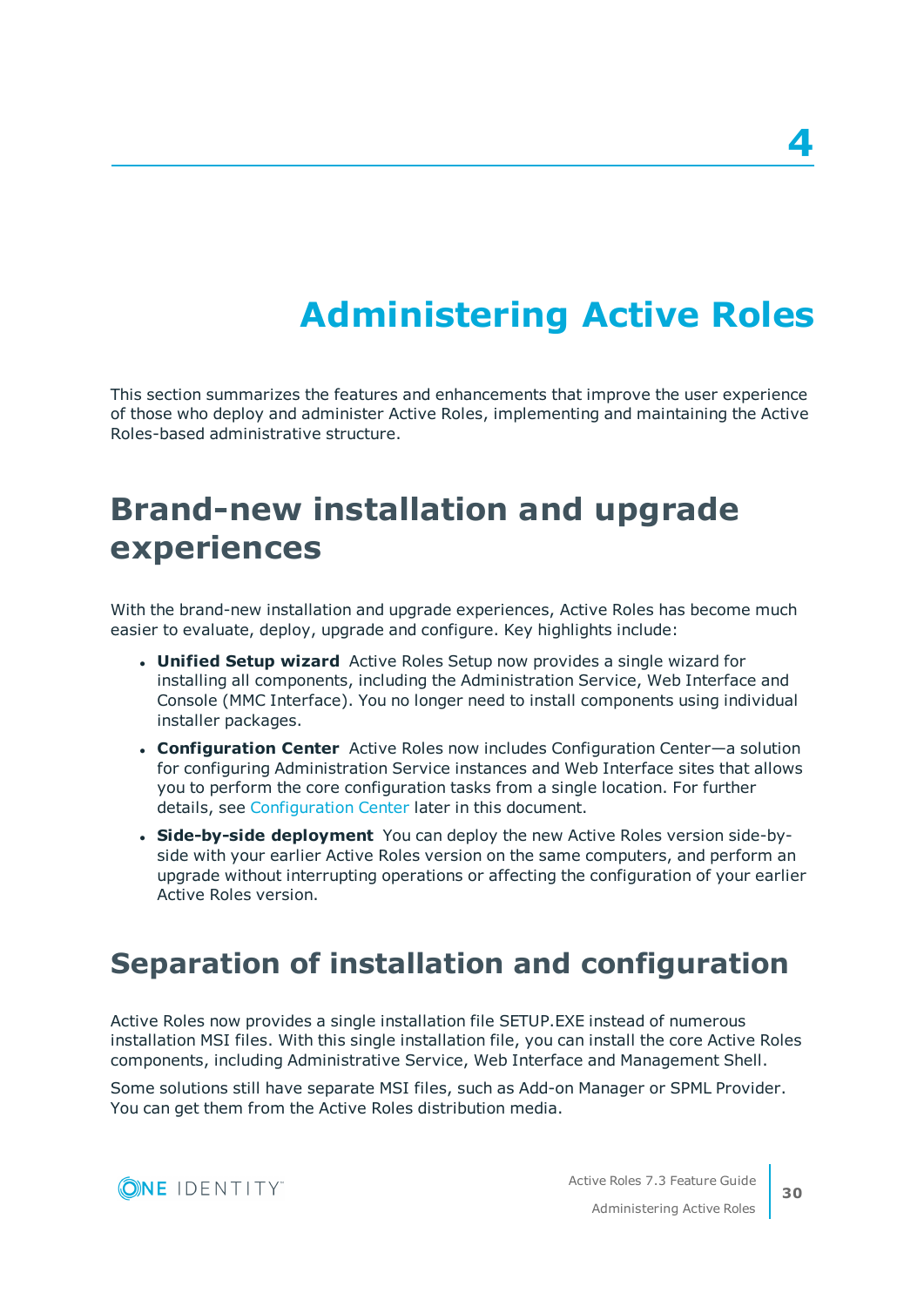# 4

# Administering Active Roles

This section summarizes the features and enhancements that improve the user experience of those who deploy and administer Active Roles, implementing and maintaining the Active Roles-based administrative structure.

## Brand-new installation and upgrade experiences

With the brand-new installation and upgrade experiences, Active Roles has become much easier to evaluate, deploy, upgrade and configure. Key highlights include:

- **Unified Setup wizard** Active Roles Setup now provides a single wizard for installing all components, including the Administration Service, Web Interface and Console (MMC Interface). You no longer need to install components using individual installer packages.
- **Configuration Center** Active Roles now includes Configuration Center—a solution for configuring Administration Service instances and Web Interface sites that allows you to perform the core configuration tasks from a single location. For further details, see Configuration Center later in this document.
- **Side-by-side deployment** You can deploy the new Active Roles version side-by-side with your earlier Active Roles version on the same computers, and perform an upgrade without interrupting operations or affecting the configuration of your earlier Active Roles version.

## Separation of installation and configuration

Active Roles now provides a single installation file SETUP.EXE instead of numerous installation MSI files. With this single installation file, you can install the core Active Roles components, including Administrative Service, Web Interface and Management Shell.

Some solutions still have separate MSI files, such as Add-on Manager or SPML Provider. You can get them from the Active Roles distribution media.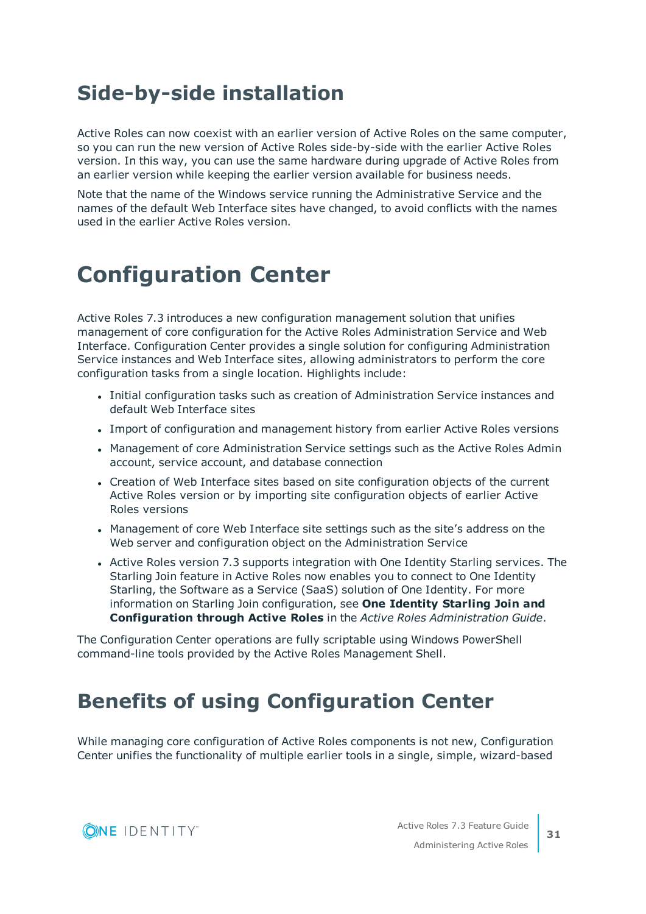# Side-by-side installation

Active Roles can now coexist with an earlier version of Active Roles on the same computer, so you can run the new version of Active Roles side-by-side with the earlier Active Roles version. In this way, you can use the same hardware during upgrade of Active Roles from an earlier version while keeping the earlier version available for business needs.

Note that the name of the Windows service running the Administrative Service and the names of the default Web Interface sites have changed, to avoid conflicts with the names used in the earlier Active Roles version.

# Configuration Center

Active Roles 7.3 introduces a new configuration management solution that unifies management of core configuration for the Active Roles Administration Service and Web Interface. Configuration Center provides a single solution for configuring Administration Service instances and Web Interface sites, allowing administrators to perform the core configuration tasks from a single location. Highlights include:

- Initial configuration tasks such as creation of Administration Service instances and default Web Interface sites
- Import of configuration and management history from earlier Active Roles versions
- Management of core Administration Service settings such as the Active Roles Admin account, service account, and database connection
- Creation of Web Interface sites based on site configuration objects of the current Active Roles version or by importing site configuration objects of earlier Active Roles versions
- Management of core Web Interface site settings such as the site's address on the Web server and configuration object on the Administration Service
- Active Roles version 7.3 supports integration with One Identity Starling services. The Starling Join feature in Active Roles now enables you to connect to One Identity Starling, the Software as a Service (SaaS) solution of One Identity. For more information on Starling Join configuration, see **One Identity Starling Join and Configuration through Active Roles** in the *Active Roles Administration Guide*.

The Configuration Center operations are fully scriptable using Windows PowerShell command-line tools provided by the Active Roles Management Shell.

## Benefits of using Configuration Center

While managing core configuration of Active Roles components is not new, Configuration Center unifies the functionality of multiple earlier tools in a single, simple, wizard-based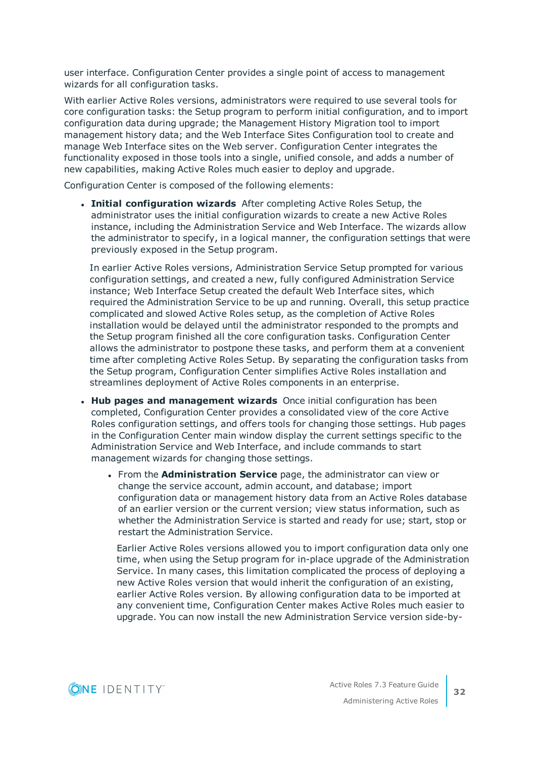user interface. Configuration Center provides a single point of access to management wizards for all configuration tasks.

With earlier Active Roles versions, administrators were required to use several tools for core configuration tasks: the Setup program to perform initial configuration, and to import configuration data during upgrade; the Management History Migration tool to import management history data; and the Web Interface Sites Configuration tool to create and manage Web Interface sites on the Web server. Configuration Center integrates the functionality exposed in those tools into a single, unified console, and adds a number of new capabilities, making Active Roles much easier to deploy and upgrade.

Configuration Center is composed of the following elements:

- **Initial configuration wizards** After completing Active Roles Setup, the administrator uses the initial configuration wizards to create a new Active Roles instance, including the Administration Service and Web Interface. The wizards allow the administrator to specify, in a logical manner, the configuration settings that were previously exposed in the Setup program.

  In earlier Active Roles versions, Administration Service Setup prompted for various configuration settings, and created a new, fully configured Administration Service instance; Web Interface Setup created the default Web Interface sites, which required the Administration Service to be up and running. Overall, this setup practice complicated and slowed Active Roles setup, as the completion of Active Roles installation would be delayed until the administrator responded to the prompts and the Setup program finished all the core configuration tasks. Configuration Center allows the administrator to postpone these tasks, and perform them at a convenient time after completing Active Roles Setup. By separating the configuration tasks from the Setup program, Configuration Center simplifies Active Roles installation and streamlines deployment of Active Roles components in an enterprise.

- **Hub pages and management wizards** Once initial configuration has been completed, Configuration Center provides a consolidated view of the core Active Roles configuration settings, and offers tools for changing those settings. Hub pages in the Configuration Center main window display the current settings specific to the Administration Service and Web Interface, and include commands to start management wizards for changing those settings.

  - From the **Administration Service** page, the administrator can view or change the service account, admin account, and database; import configuration data or management history data from an Active Roles database of an earlier version or the current version; view status information, such as whether the Administration Service is started and ready for use; start, stop or restart the Administration Service.

    Earlier Active Roles versions allowed you to import configuration data only one time, when using the Setup program for in-place upgrade of the Administration Service. In many cases, this limitation complicated the process of deploying a new Active Roles version that would inherit the configuration of an existing, earlier Active Roles version. By allowing configuration data to be imported at any convenient time, Configuration Center makes Active Roles much easier to upgrade. You can now install the new Administration Service version side-by-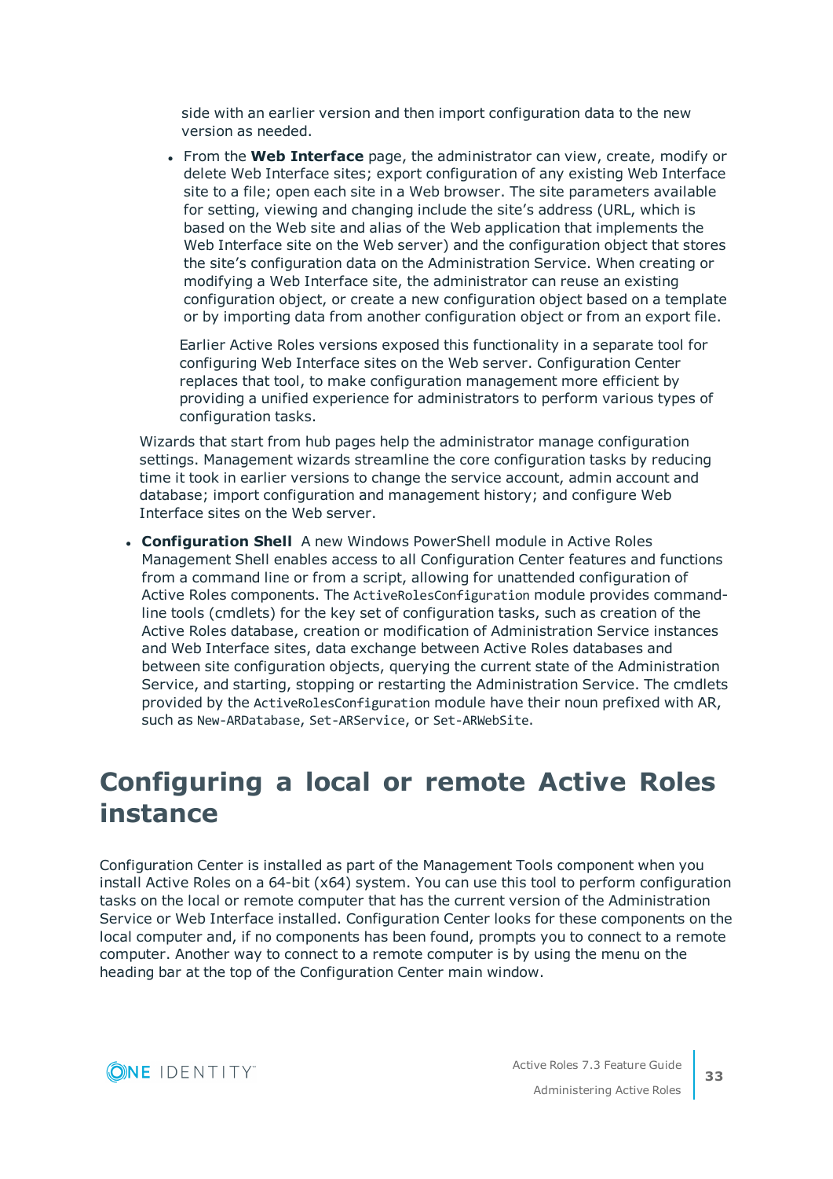side with an earlier version and then import configuration data to the new version as needed.

- From the **Web Interface** page, the administrator can view, create, modify or delete Web Interface sites; export configuration of any existing Web Interface site to a file; open each site in a Web browser. The site parameters available for setting, viewing and changing include the site's address (URL, which is based on the Web site and alias of the Web application that implements the Web Interface site on the Web server) and the configuration object that stores the site's configuration data on the Administration Service. When creating or modifying a Web Interface site, the administrator can reuse an existing configuration object, or create a new configuration object based on a template or by importing data from another configuration object or from an export file.

  Earlier Active Roles versions exposed this functionality in a separate tool for configuring Web Interface sites on the Web server. Configuration Center replaces that tool, to make configuration management more efficient by providing a unified experience for administrators to perform various types of configuration tasks.

Wizards that start from hub pages help the administrator manage configuration settings. Management wizards streamline the core configuration tasks by reducing time it took in earlier versions to change the service account, admin account and database; import configuration and management history; and configure Web Interface sites on the Web server.

- **Configuration Shell** A new Windows PowerShell module in Active Roles Management Shell enables access to all Configuration Center features and functions from a command line or from a script, allowing for unattended configuration of Active Roles components. The `ActiveRolesConfiguration` module provides command-line tools (cmdlets) for the key set of configuration tasks, such as creation of the Active Roles database, creation or modification of Administration Service instances and Web Interface sites, data exchange between Active Roles databases and between site configuration objects, querying the current state of the Administration Service, and starting, stopping or restarting the Administration Service. The cmdlets provided by the `ActiveRolesConfiguration` module have their noun prefixed with AR, such as `New-ARDatabase`, `Set-ARService`, or `Set-ARWebSite`.

# Configuring a local or remote Active Roles instance

Configuration Center is installed as part of the Management Tools component when you install Active Roles on a 64-bit (x64) system. You can use this tool to perform configuration tasks on the local or remote computer that has the current version of the Administration Service or Web Interface installed. Configuration Center looks for these components on the local computer and, if no components has been found, prompts you to connect to a remote computer. Another way to connect to a remote computer is by using the menu on the heading bar at the top of the Configuration Center main window.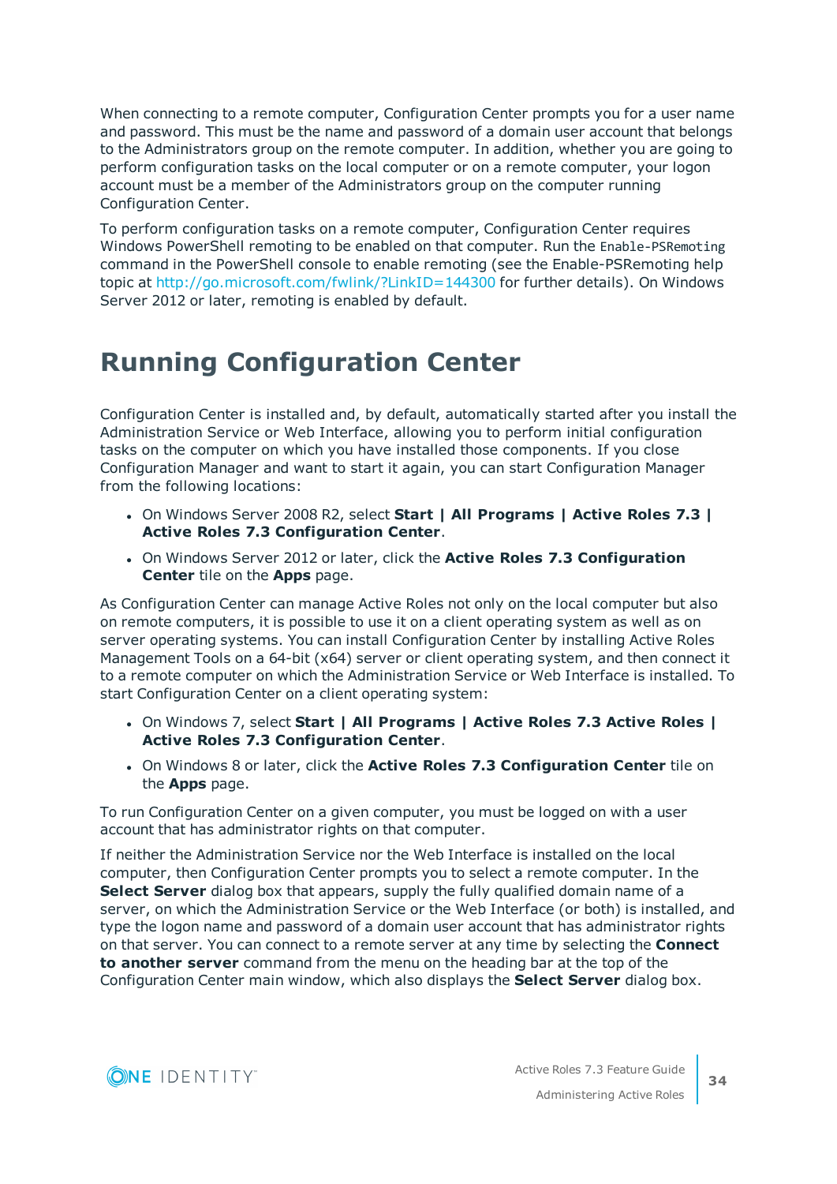When connecting to a remote computer, Configuration Center prompts you for a user name and password. This must be the name and password of a domain user account that belongs to the Administrators group on the remote computer. In addition, whether you are going to perform configuration tasks on the local computer or on a remote computer, your logon account must be a member of the Administrators group on the computer running Configuration Center.

To perform configuration tasks on a remote computer, Configuration Center requires Windows PowerShell remoting to be enabled on that computer. Run the `Enable-PSRemoting` command in the PowerShell console to enable remoting (see the Enable-PSRemoting help topic at http://go.microsoft.com/fwlink/?LinkID=144300 for further details). On Windows Server 2012 or later, remoting is enabled by default.

# Running Configuration Center

Configuration Center is installed and, by default, automatically started after you install the Administration Service or Web Interface, allowing you to perform initial configuration tasks on the computer on which you have installed those components. If you close Configuration Manager and want to start it again, you can start Configuration Manager from the following locations:

- On Windows Server 2008 R2, select **Start | All Programs | Active Roles 7.3 | Active Roles 7.3 Configuration Center**.
- On Windows Server 2012 or later, click the **Active Roles 7.3 Configuration Center** tile on the **Apps** page.

As Configuration Center can manage Active Roles not only on the local computer but also on remote computers, it is possible to use it on a client operating system as well as on server operating systems. You can install Configuration Center by installing Active Roles Management Tools on a 64-bit (x64) server or client operating system, and then connect it to a remote computer on which the Administration Service or Web Interface is installed. To start Configuration Center on a client operating system:

- On Windows 7, select **Start | All Programs | Active Roles 7.3 Active Roles | Active Roles 7.3 Configuration Center**.
- On Windows 8 or later, click the **Active Roles 7.3 Configuration Center** tile on the **Apps** page.

To run Configuration Center on a given computer, you must be logged on with a user account that has administrator rights on that computer.

If neither the Administration Service nor the Web Interface is installed on the local computer, then Configuration Center prompts you to select a remote computer. In the **Select Server** dialog box that appears, supply the fully qualified domain name of a server, on which the Administration Service or the Web Interface (or both) is installed, and type the logon name and password of a domain user account that has administrator rights on that server. You can connect to a remote server at any time by selecting the **Connect to another server** command from the menu on the heading bar at the top of the Configuration Center main window, which also displays the **Select Server** dialog box.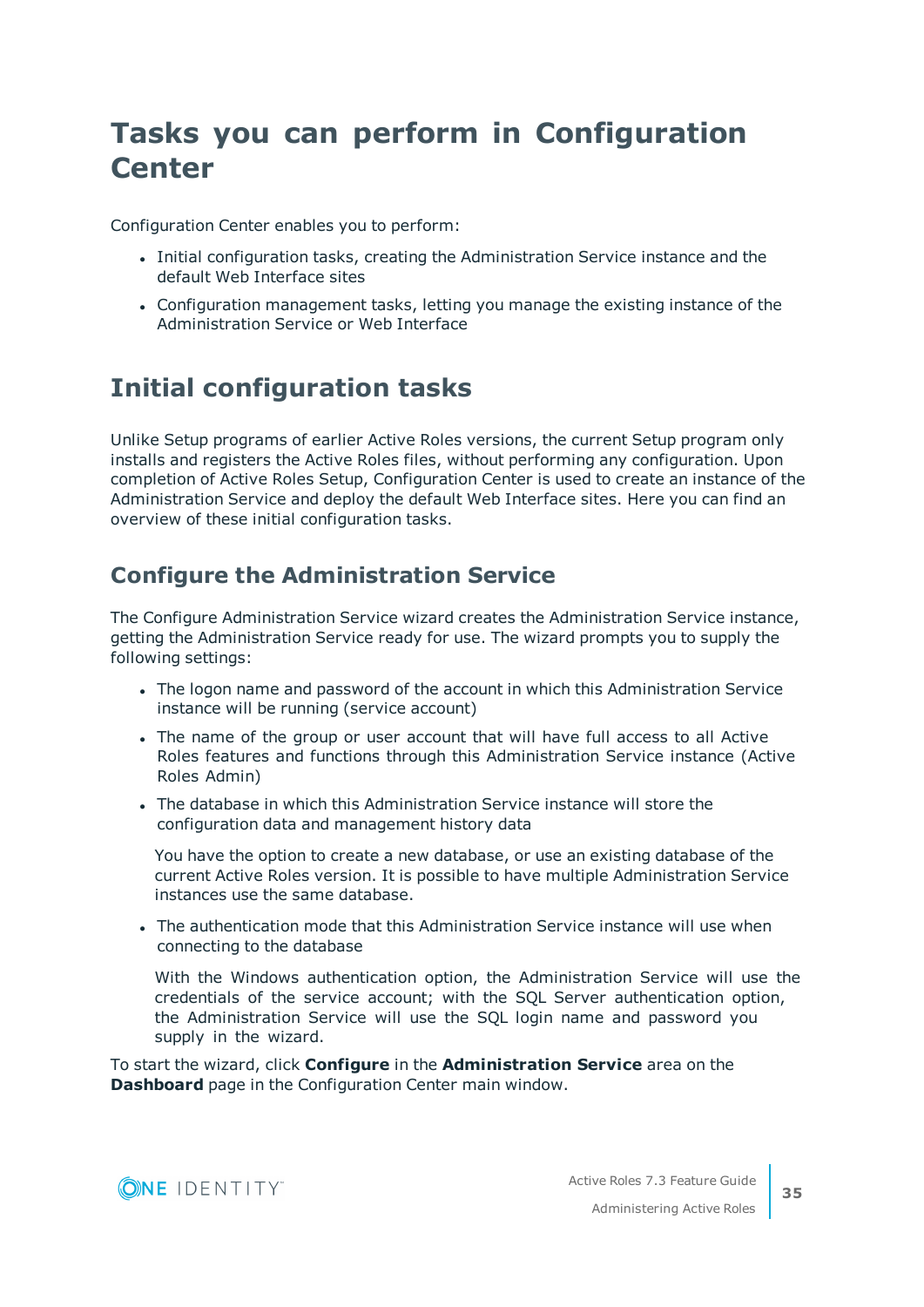# Tasks you can perform in Configuration Center

Configuration Center enables you to perform:

- Initial configuration tasks, creating the Administration Service instance and the default Web Interface sites
- Configuration management tasks, letting you manage the existing instance of the Administration Service or Web Interface

## Initial configuration tasks

Unlike Setup programs of earlier Active Roles versions, the current Setup program only installs and registers the Active Roles files, without performing any configuration. Upon completion of Active Roles Setup, Configuration Center is used to create an instance of the Administration Service and deploy the default Web Interface sites. Here you can find an overview of these initial configuration tasks.

### Configure the Administration Service

The Configure Administration Service wizard creates the Administration Service instance, getting the Administration Service ready for use. The wizard prompts you to supply the following settings:

- The logon name and password of the account in which this Administration Service instance will be running (service account)
- The name of the group or user account that will have full access to all Active Roles features and functions through this Administration Service instance (Active Roles Admin)
- The database in which this Administration Service instance will store the configuration data and management history data

  You have the option to create a new database, or use an existing database of the current Active Roles version. It is possible to have multiple Administration Service instances use the same database.

- The authentication mode that this Administration Service instance will use when connecting to the database

  With the Windows authentication option, the Administration Service will use the credentials of the service account; with the SQL Server authentication option, the Administration Service will use the SQL login name and password you supply in the wizard.

To start the wizard, click **Configure** in the **Administration Service** area on the **Dashboard** page in the Configuration Center main window.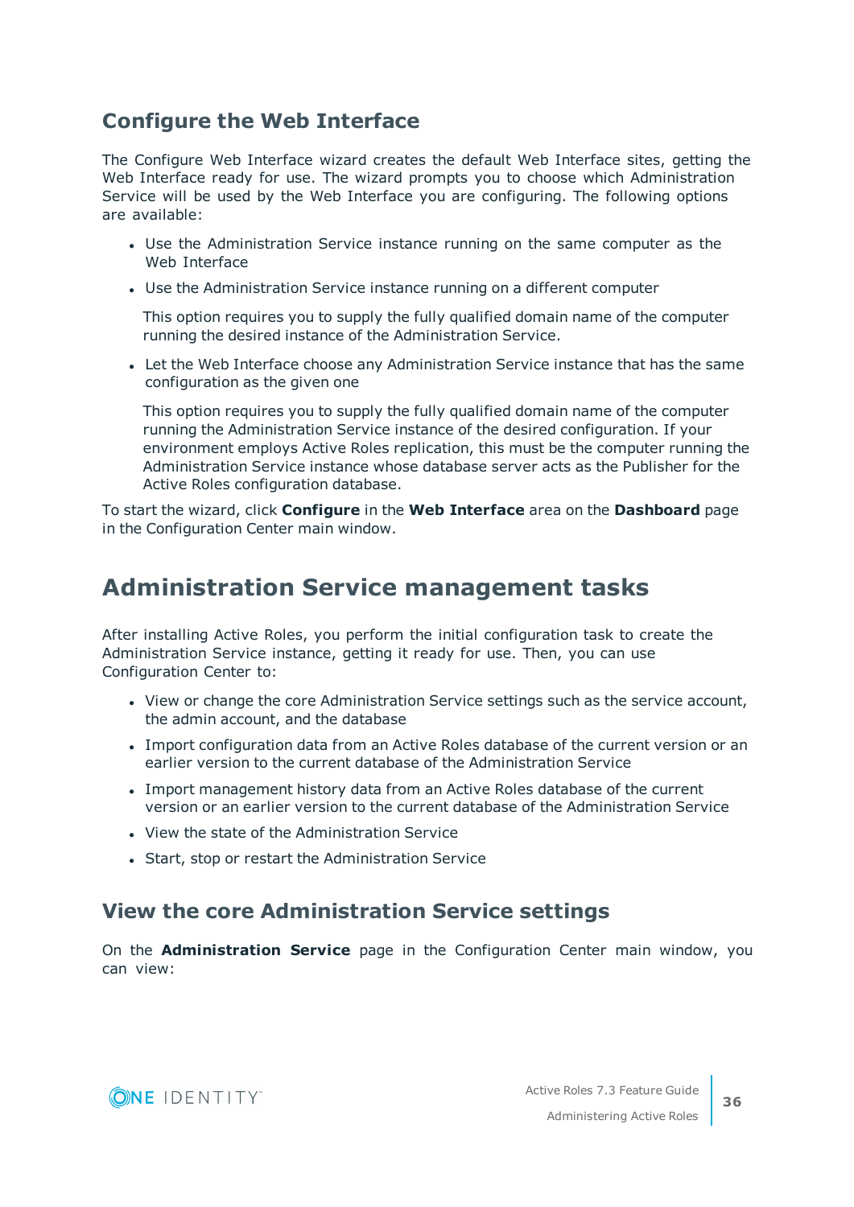## Configure the Web Interface

The Configure Web Interface wizard creates the default Web Interface sites, getting the Web Interface ready for use. The wizard prompts you to choose which Administration Service will be used by the Web Interface you are configuring. The following options are available:

- Use the Administration Service instance running on the same computer as the Web Interface
- Use the Administration Service instance running on a different computer

  This option requires you to supply the fully qualified domain name of the computer running the desired instance of the Administration Service.

- Let the Web Interface choose any Administration Service instance that has the same configuration as the given one

  This option requires you to supply the fully qualified domain name of the computer running the Administration Service instance of the desired configuration. If your environment employs Active Roles replication, this must be the computer running the Administration Service instance whose database server acts as the Publisher for the Active Roles configuration database.

To start the wizard, click **Configure** in the **Web Interface** area on the **Dashboard** page in the Configuration Center main window.

# Administration Service management tasks

After installing Active Roles, you perform the initial configuration task to create the Administration Service instance, getting it ready for use. Then, you can use Configuration Center to:

- View or change the core Administration Service settings such as the service account, the admin account, and the database
- Import configuration data from an Active Roles database of the current version or an earlier version to the current database of the Administration Service
- Import management history data from an Active Roles database of the current version or an earlier version to the current database of the Administration Service
- View the state of the Administration Service
- Start, stop or restart the Administration Service

## View the core Administration Service settings

On the **Administration Service** page in the Configuration Center main window, you can view: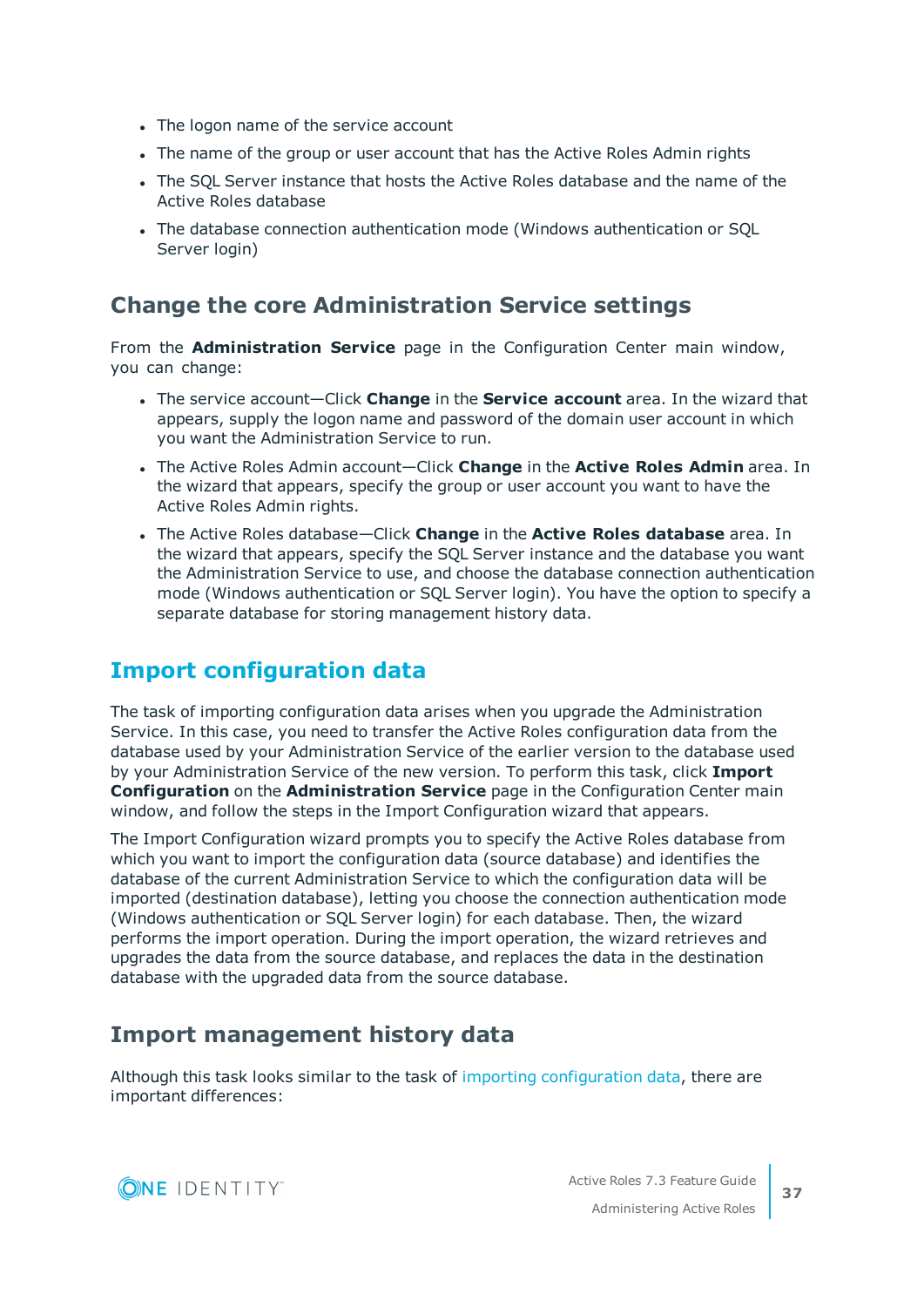- The logon name of the service account
- The name of the group or user account that has the Active Roles Admin rights
- The SQL Server instance that hosts the Active Roles database and the name of the Active Roles database
- The database connection authentication mode (Windows authentication or SQL Server login)

### Change the core Administration Service settings

From the **Administration Service** page in the Configuration Center main window, you can change:

- The service account—Click **Change** in the **Service account** area. In the wizard that appears, supply the logon name and password of the domain user account in which you want the Administration Service to run.
- The Active Roles Admin account—Click **Change** in the **Active Roles Admin** area. In the wizard that appears, specify the group or user account you want to have the Active Roles Admin rights.
- The Active Roles database—Click **Change** in the **Active Roles database** area. In the wizard that appears, specify the SQL Server instance and the database you want the Administration Service to use, and choose the database connection authentication mode (Windows authentication or SQL Server login). You have the option to specify a separate database for storing management history data.

## Import configuration data

The task of importing configuration data arises when you upgrade the Administration Service. In this case, you need to transfer the Active Roles configuration data from the database used by your Administration Service of the earlier version to the database used by your Administration Service of the new version. To perform this task, click **Import Configuration** on the **Administration Service** page in the Configuration Center main window, and follow the steps in the Import Configuration wizard that appears.

The Import Configuration wizard prompts you to specify the Active Roles database from which you want to import the configuration data (source database) and identifies the database of the current Administration Service to which the configuration data will be imported (destination database), letting you choose the connection authentication mode (Windows authentication or SQL Server login) for each database. Then, the wizard performs the import operation. During the import operation, the wizard retrieves and upgrades the data from the source database, and replaces the data in the destination database with the upgraded data from the source database.

### Import management history data

Although this task looks similar to the task of importing configuration data, there are important differences: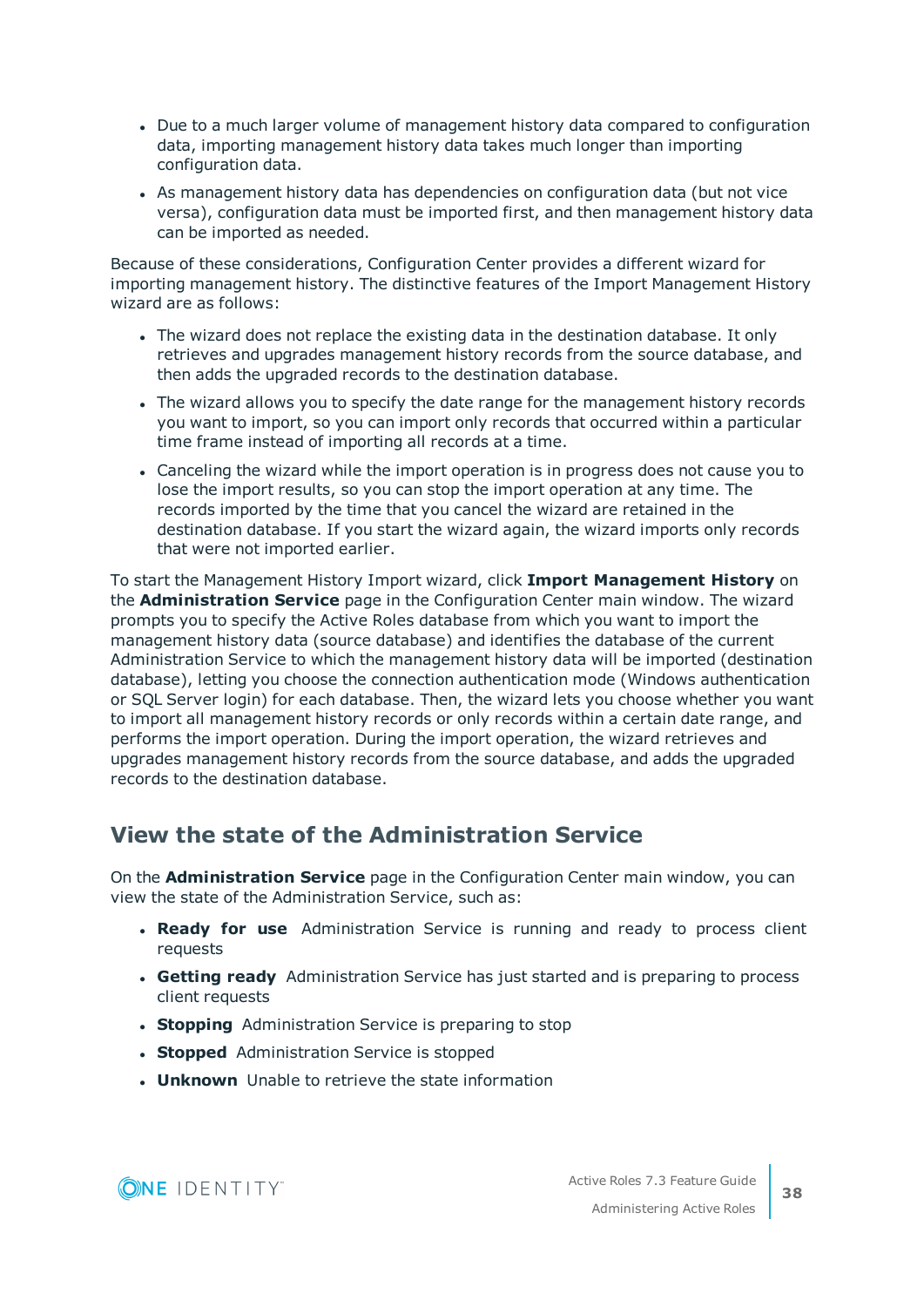- Due to a much larger volume of management history data compared to configuration data, importing management history data takes much longer than importing configuration data.
- As management history data has dependencies on configuration data (but not vice versa), configuration data must be imported first, and then management history data can be imported as needed.

Because of these considerations, Configuration Center provides a different wizard for importing management history. The distinctive features of the Import Management History wizard are as follows:

- The wizard does not replace the existing data in the destination database. It only retrieves and upgrades management history records from the source database, and then adds the upgraded records to the destination database.
- The wizard allows you to specify the date range for the management history records you want to import, so you can import only records that occurred within a particular time frame instead of importing all records at a time.
- Canceling the wizard while the import operation is in progress does not cause you to lose the import results, so you can stop the import operation at any time. The records imported by the time that you cancel the wizard are retained in the destination database. If you start the wizard again, the wizard imports only records that were not imported earlier.

To start the Management History Import wizard, click **Import Management History** on the **Administration Service** page in the Configuration Center main window. The wizard prompts you to specify the Active Roles database from which you want to import the management history data (source database) and identifies the database of the current Administration Service to which the management history data will be imported (destination database), letting you choose the connection authentication mode (Windows authentication or SQL Server login) for each database. Then, the wizard lets you choose whether you want to import all management history records or only records within a certain date range, and performs the import operation. During the import operation, the wizard retrieves and upgrades management history records from the source database, and adds the upgraded records to the destination database.

## View the state of the Administration Service

On the **Administration Service** page in the Configuration Center main window, you can view the state of the Administration Service, such as:

- **Ready for use** Administration Service is running and ready to process client requests
- **Getting ready** Administration Service has just started and is preparing to process client requests
- **Stopping** Administration Service is preparing to stop
- **Stopped** Administration Service is stopped
- **Unknown** Unable to retrieve the state information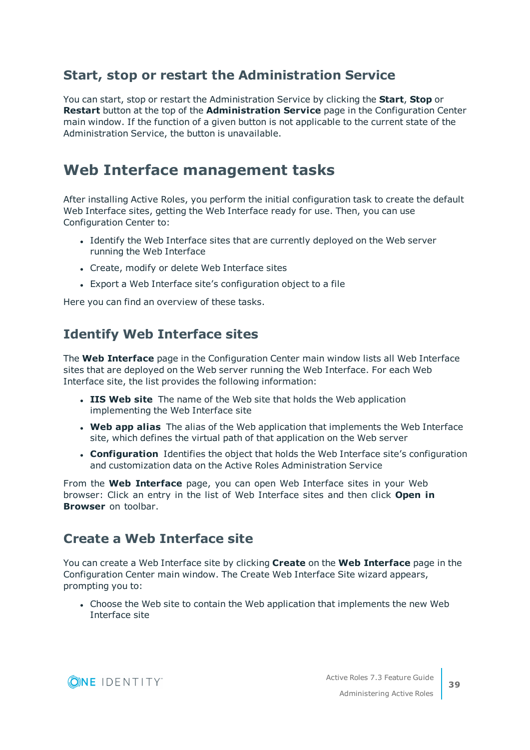### Start, stop or restart the Administration Service

You can start, stop or restart the Administration Service by clicking the **Start**, **Stop** or **Restart** button at the top of the **Administration Service** page in the Configuration Center main window. If the function of a given button is not applicable to the current state of the Administration Service, the button is unavailable.

## Web Interface management tasks

After installing Active Roles, you perform the initial configuration task to create the default Web Interface sites, getting the Web Interface ready for use. Then, you can use Configuration Center to:

- Identify the Web Interface sites that are currently deployed on the Web server running the Web Interface
- Create, modify or delete Web Interface sites
- Export a Web Interface site's configuration object to a file

Here you can find an overview of these tasks.

### Identify Web Interface sites

The **Web Interface** page in the Configuration Center main window lists all Web Interface sites that are deployed on the Web server running the Web Interface. For each Web Interface site, the list provides the following information:

- **IIS Web site** The name of the Web site that holds the Web application implementing the Web Interface site
- **Web app alias** The alias of the Web application that implements the Web Interface site, which defines the virtual path of that application on the Web server
- **Configuration** Identifies the object that holds the Web Interface site's configuration and customization data on the Active Roles Administration Service

From the **Web Interface** page, you can open Web Interface sites in your Web browser: Click an entry in the list of Web Interface sites and then click **Open in Browser** on toolbar.

### Create a Web Interface site

You can create a Web Interface site by clicking **Create** on the **Web Interface** page in the Configuration Center main window. The Create Web Interface Site wizard appears, prompting you to:

- Choose the Web site to contain the Web application that implements the new Web Interface site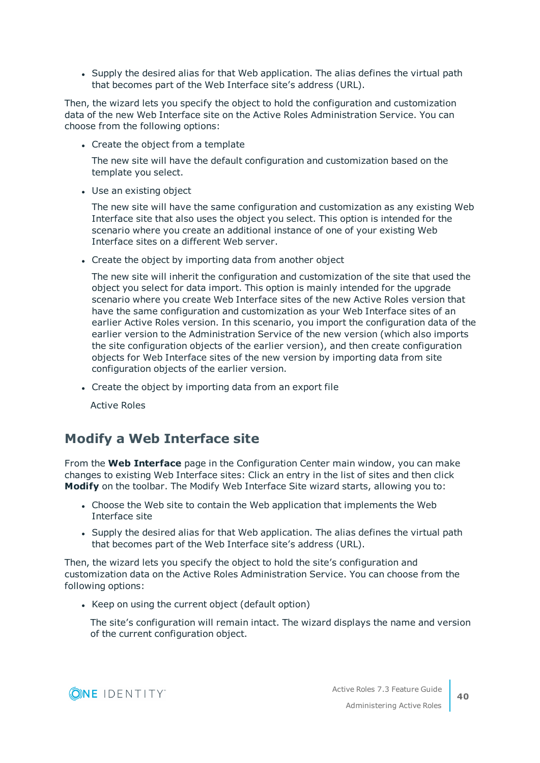- Supply the desired alias for that Web application. The alias defines the virtual path that becomes part of the Web Interface site's address (URL).

Then, the wizard lets you specify the object to hold the configuration and customization data of the new Web Interface site on the Active Roles Administration Service. You can choose from the following options:

- Create the object from a template

  The new site will have the default configuration and customization based on the template you select.

- Use an existing object

  The new site will have the same configuration and customization as any existing Web Interface site that also uses the object you select. This option is intended for the scenario where you create an additional instance of one of your existing Web Interface sites on a different Web server.

- Create the object by importing data from another object

  The new site will inherit the configuration and customization of the site that used the object you select for data import. This option is mainly intended for the upgrade scenario where you create Web Interface sites of the new Active Roles version that have the same configuration and customization as your Web Interface sites of an earlier Active Roles version. In this scenario, you import the configuration data of the earlier version to the Administration Service of the new version (which also imports the site configuration objects of the earlier version), and then create configuration objects for Web Interface sites of the new version by importing data from site configuration objects of the earlier version.

- Create the object by importing data from an export file

  Active Roles

## Modify a Web Interface site

From the **Web Interface** page in the Configuration Center main window, you can make changes to existing Web Interface sites: Click an entry in the list of sites and then click **Modify** on the toolbar. The Modify Web Interface Site wizard starts, allowing you to:

- Choose the Web site to contain the Web application that implements the Web Interface site
- Supply the desired alias for that Web application. The alias defines the virtual path that becomes part of the Web Interface site's address (URL).

Then, the wizard lets you specify the object to hold the site's configuration and customization data on the Active Roles Administration Service. You can choose from the following options:

- Keep on using the current object (default option)

  The site's configuration will remain intact. The wizard displays the name and version of the current configuration object.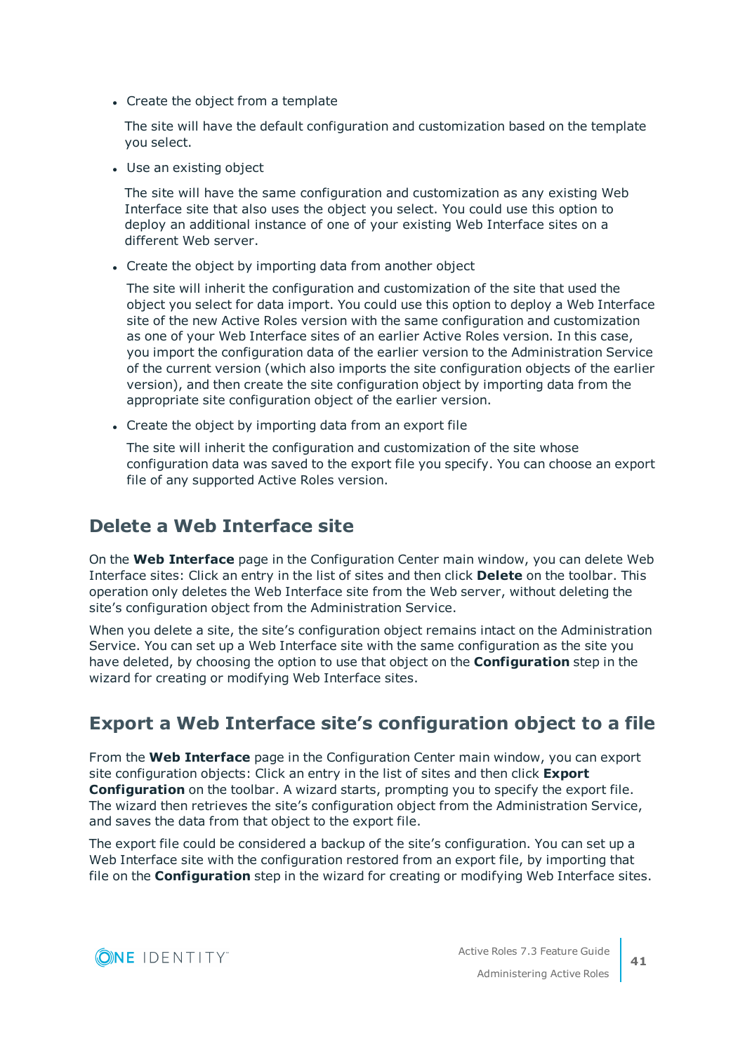- Create the object from a template

  The site will have the default configuration and customization based on the template you select.

- Use an existing object

  The site will have the same configuration and customization as any existing Web Interface site that also uses the object you select. You could use this option to deploy an additional instance of one of your existing Web Interface sites on a different Web server.

- Create the object by importing data from another object

  The site will inherit the configuration and customization of the site that used the object you select for data import. You could use this option to deploy a Web Interface site of the new Active Roles version with the same configuration and customization as one of your Web Interface sites of an earlier Active Roles version. In this case, you import the configuration data of the earlier version to the Administration Service of the current version (which also imports the site configuration objects of the earlier version), and then create the site configuration object by importing data from the appropriate site configuration object of the earlier version.

- Create the object by importing data from an export file

  The site will inherit the configuration and customization of the site whose configuration data was saved to the export file you specify. You can choose an export file of any supported Active Roles version.

## Delete a Web Interface site

On the **Web Interface** page in the Configuration Center main window, you can delete Web Interface sites: Click an entry in the list of sites and then click **Delete** on the toolbar. This operation only deletes the Web Interface site from the Web server, without deleting the site's configuration object from the Administration Service.

When you delete a site, the site's configuration object remains intact on the Administration Service. You can set up a Web Interface site with the same configuration as the site you have deleted, by choosing the option to use that object on the **Configuration** step in the wizard for creating or modifying Web Interface sites.

## Export a Web Interface site's configuration object to a file

From the **Web Interface** page in the Configuration Center main window, you can export site configuration objects: Click an entry in the list of sites and then click **Export Configuration** on the toolbar. A wizard starts, prompting you to specify the export file. The wizard then retrieves the site's configuration object from the Administration Service, and saves the data from that object to the export file.

The export file could be considered a backup of the site's configuration. You can set up a Web Interface site with the configuration restored from an export file, by importing that file on the **Configuration** step in the wizard for creating or modifying Web Interface sites.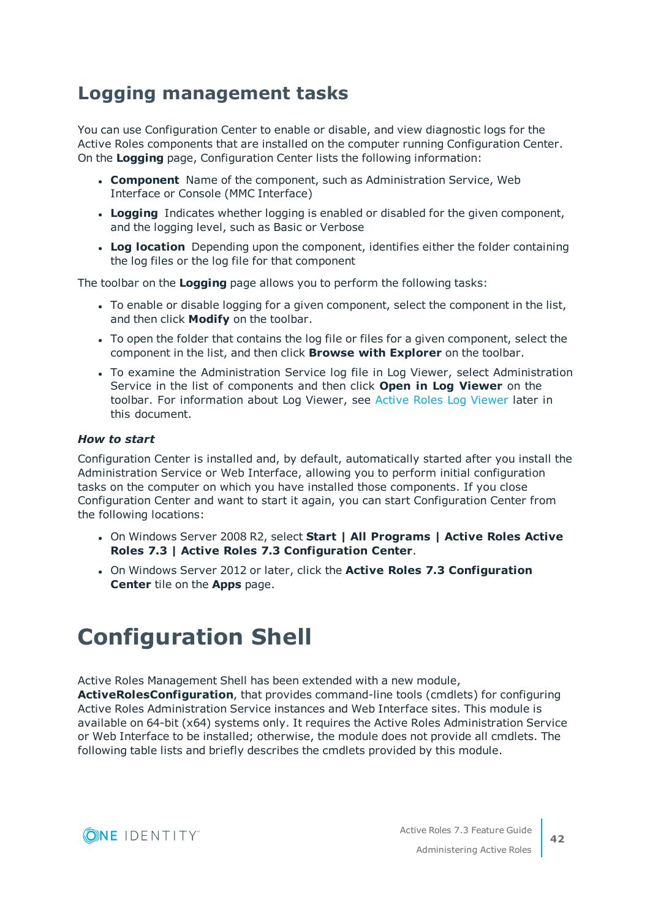## Logging management tasks

You can use Configuration Center to enable or disable, and view diagnostic logs for the Active Roles components that are installed on the computer running Configuration Center. On the **Logging** page, Configuration Center lists the following information:

- **Component** Name of the component, such as Administration Service, Web Interface or Console (MMC Interface)
- **Logging** Indicates whether logging is enabled or disabled for the given component, and the logging level, such as Basic or Verbose
- **Log location** Depending upon the component, identifies either the folder containing the log files or the log file for that component

The toolbar on the **Logging** page allows you to perform the following tasks:

- To enable or disable logging for a given component, select the component in the list, and then click **Modify** on the toolbar.
- To open the folder that contains the log file or files for a given component, select the component in the list, and then click **Browse with Explorer** on the toolbar.
- To examine the Administration Service log file in Log Viewer, select Administration Service in the list of components and then click **Open in Log Viewer** on the toolbar. For information about Log Viewer, see Active Roles Log Viewer later in this document.

***How to start***

Configuration Center is installed and, by default, automatically started after you install the Administration Service or Web Interface, allowing you to perform initial configuration tasks on the computer on which you have installed those components. If you close Configuration Center and want to start it again, you can start Configuration Center from the following locations:

- On Windows Server 2008 R2, select **Start | All Programs | Active Roles Active Roles 7.3 | Active Roles 7.3 Configuration Center**.
- On Windows Server 2012 or later, click the **Active Roles 7.3 Configuration Center** tile on the **Apps** page.

# Configuration Shell

Active Roles Management Shell has been extended with a new module, **ActiveRolesConfiguration**, that provides command-line tools (cmdlets) for configuring Active Roles Administration Service instances and Web Interface sites. This module is available on 64-bit (x64) systems only. It requires the Active Roles Administration Service or Web Interface to be installed; otherwise, the module does not provide all cmdlets. The following table lists and briefly describes the cmdlets provided by this module.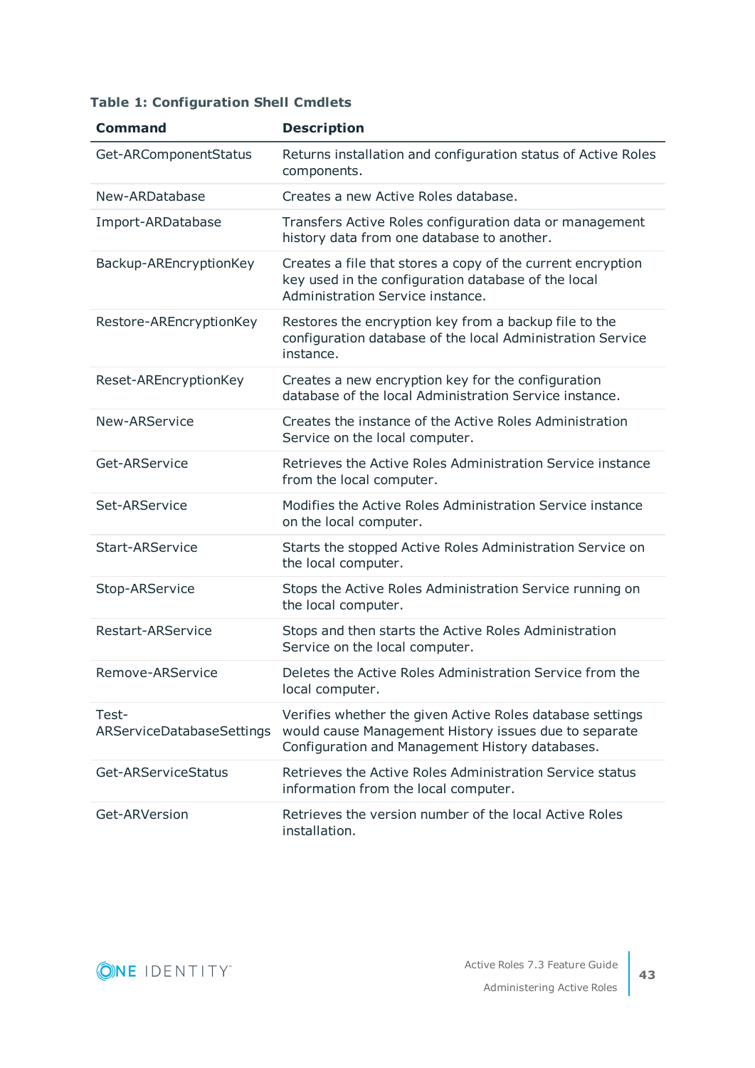**Table 1: Configuration Shell Cmdlets**

| Command | Description |
| --- | --- |
| Get-ARComponentStatus | Returns installation and configuration status of Active Roles components. |
| New-ARDatabase | Creates a new Active Roles database. |
| Import-ARDatabase | Transfers Active Roles configuration data or management history data from one database to another. |
| Backup-AREncryptionKey | Creates a file that stores a copy of the current encryption key used in the configuration database of the local Administration Service instance. |
| Restore-AREncryptionKey | Restores the encryption key from a backup file to the configuration database of the local Administration Service instance. |
| Reset-AREncryptionKey | Creates a new encryption key for the configuration database of the local Administration Service instance. |
| New-ARService | Creates the instance of the Active Roles Administration Service on the local computer. |
| Get-ARService | Retrieves the Active Roles Administration Service instance from the local computer. |
| Set-ARService | Modifies the Active Roles Administration Service instance on the local computer. |
| Start-ARService | Starts the stopped Active Roles Administration Service on the local computer. |
| Stop-ARService | Stops the Active Roles Administration Service running on the local computer. |
| Restart-ARService | Stops and then starts the Active Roles Administration Service on the local computer. |
| Remove-ARService | Deletes the Active Roles Administration Service from the local computer. |
| Test-ARServiceDatabaseSettings | Verifies whether the given Active Roles database settings would cause Management History issues due to separate Configuration and Management History databases. |
| Get-ARServiceStatus | Retrieves the Active Roles Administration Service status information from the local computer. |
| Get-ARVersion | Retrieves the version number of the local Active Roles installation. |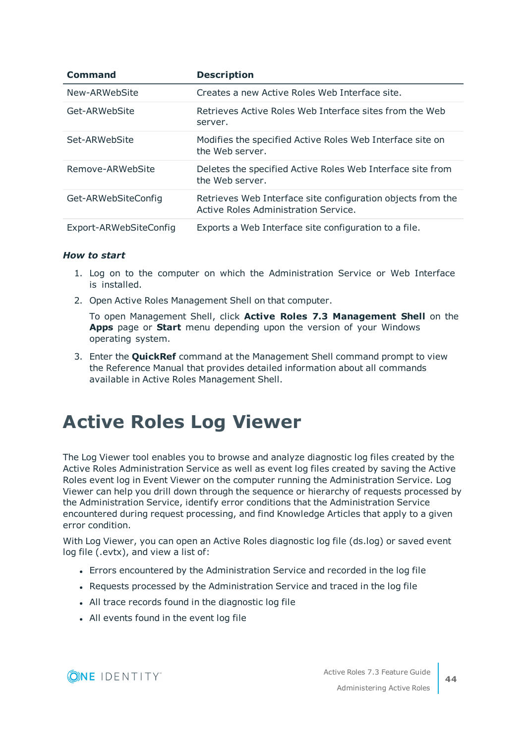| Command | Description |
|---|---|
| New-ARWebSite | Creates a new Active Roles Web Interface site. |
| Get-ARWebSite | Retrieves Active Roles Web Interface sites from the Web server. |
| Set-ARWebSite | Modifies the specified Active Roles Web Interface site on the Web server. |
| Remove-ARWebSite | Deletes the specified Active Roles Web Interface site from the Web server. |
| Get-ARWebSiteConfig | Retrieves Web Interface site configuration objects from the Active Roles Administration Service. |
| Export-ARWebSiteConfig | Exports a Web Interface site configuration to a file. |

***How to start***

1. Log on to the computer on which the Administration Service or Web Interface is installed.
2. Open Active Roles Management Shell on that computer.

   To open Management Shell, click **Active Roles 7.3 Management Shell** on the **Apps** page or **Start** menu depending upon the version of your Windows operating system.
3. Enter the **QuickRef** command at the Management Shell command prompt to view the Reference Manual that provides detailed information about all commands available in Active Roles Management Shell.

# Active Roles Log Viewer

The Log Viewer tool enables you to browse and analyze diagnostic log files created by the Active Roles Administration Service as well as event log files created by saving the Active Roles event log in Event Viewer on the computer running the Administration Service. Log Viewer can help you drill down through the sequence or hierarchy of requests processed by the Administration Service, identify error conditions that the Administration Service encountered during request processing, and find Knowledge Articles that apply to a given error condition.

With Log Viewer, you can open an Active Roles diagnostic log file (ds.log) or saved event log file (.evtx), and view a list of:

- Errors encountered by the Administration Service and recorded in the log file
- Requests processed by the Administration Service and traced in the log file
- All trace records found in the diagnostic log file
- All events found in the event log file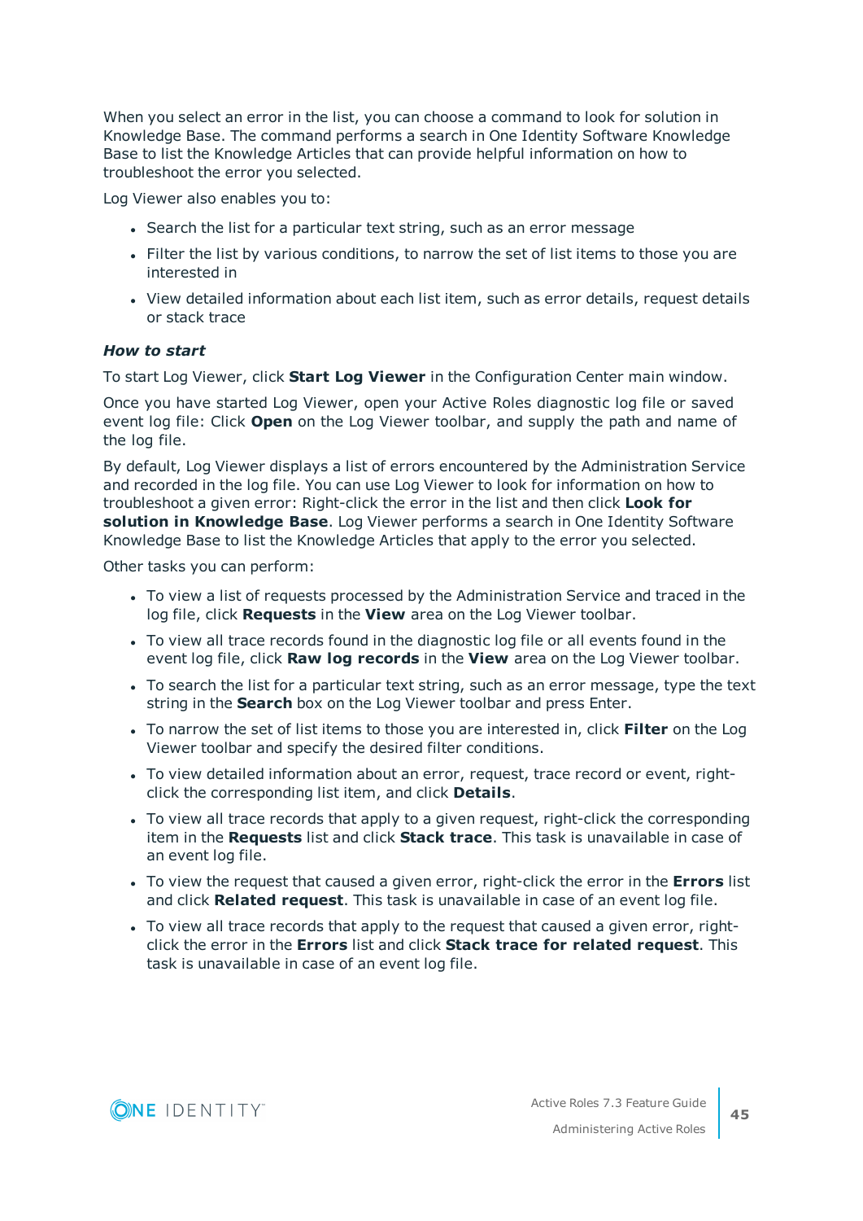When you select an error in the list, you can choose a command to look for solution in Knowledge Base. The command performs a search in One Identity Software Knowledge Base to list the Knowledge Articles that can provide helpful information on how to troubleshoot the error you selected.

Log Viewer also enables you to:

- Search the list for a particular text string, such as an error message
- Filter the list by various conditions, to narrow the set of list items to those you are interested in
- View detailed information about each list item, such as error details, request details or stack trace

***How to start***

To start Log Viewer, click **Start Log Viewer** in the Configuration Center main window.

Once you have started Log Viewer, open your Active Roles diagnostic log file or saved event log file: Click **Open** on the Log Viewer toolbar, and supply the path and name of the log file.

By default, Log Viewer displays a list of errors encountered by the Administration Service and recorded in the log file. You can use Log Viewer to look for information on how to troubleshoot a given error: Right-click the error in the list and then click **Look for solution in Knowledge Base**. Log Viewer performs a search in One Identity Software Knowledge Base to list the Knowledge Articles that apply to the error you selected.

Other tasks you can perform:

- To view a list of requests processed by the Administration Service and traced in the log file, click **Requests** in the **View** area on the Log Viewer toolbar.
- To view all trace records found in the diagnostic log file or all events found in the event log file, click **Raw log records** in the **View** area on the Log Viewer toolbar.
- To search the list for a particular text string, such as an error message, type the text string in the **Search** box on the Log Viewer toolbar and press Enter.
- To narrow the set of list items to those you are interested in, click **Filter** on the Log Viewer toolbar and specify the desired filter conditions.
- To view detailed information about an error, request, trace record or event, right-click the corresponding list item, and click **Details**.
- To view all trace records that apply to a given request, right-click the corresponding item in the **Requests** list and click **Stack trace**. This task is unavailable in case of an event log file.
- To view the request that caused a given error, right-click the error in the **Errors** list and click **Related request**. This task is unavailable in case of an event log file.
- To view all trace records that apply to the request that caused a given error, right-click the error in the **Errors** list and click **Stack trace for related request**. This task is unavailable in case of an event log file.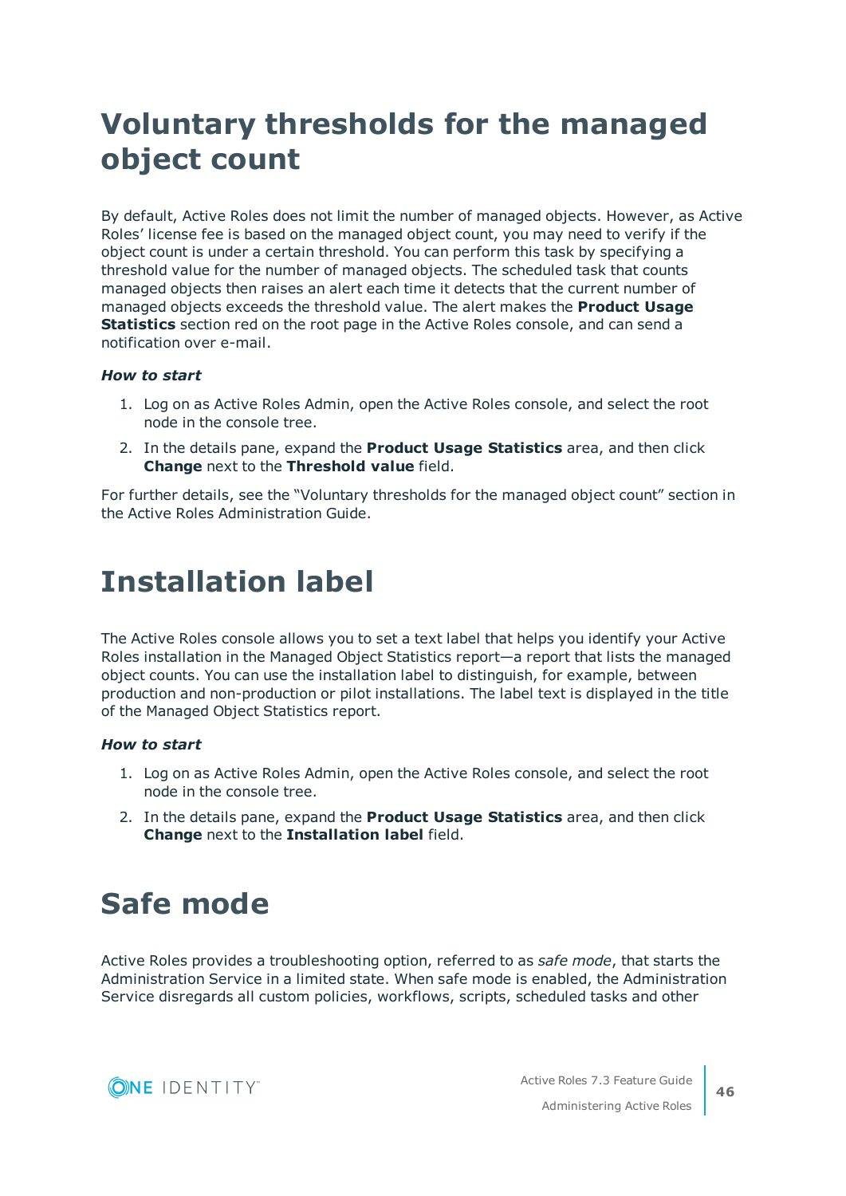# Voluntary thresholds for the managed object count

By default, Active Roles does not limit the number of managed objects. However, as Active Roles' license fee is based on the managed object count, you may need to verify if the object count is under a certain threshold. You can perform this task by specifying a threshold value for the number of managed objects. The scheduled task that counts managed objects then raises an alert each time it detects that the current number of managed objects exceeds the threshold value. The alert makes the **Product Usage Statistics** section red on the root page in the Active Roles console, and can send a notification over e-mail.

***How to start***

1. Log on as Active Roles Admin, open the Active Roles console, and select the root node in the console tree.
2. In the details pane, expand the **Product Usage Statistics** area, and then click **Change** next to the **Threshold value** field.

For further details, see the "Voluntary thresholds for the managed object count" section in the Active Roles Administration Guide.

# Installation label

The Active Roles console allows you to set a text label that helps you identify your Active Roles installation in the Managed Object Statistics report—a report that lists the managed object counts. You can use the installation label to distinguish, for example, between production and non-production or pilot installations. The label text is displayed in the title of the Managed Object Statistics report.

***How to start***

1. Log on as Active Roles Admin, open the Active Roles console, and select the root node in the console tree.
2. In the details pane, expand the **Product Usage Statistics** area, and then click **Change** next to the **Installation label** field.

# Safe mode

Active Roles provides a troubleshooting option, referred to as *safe mode*, that starts the Administration Service in a limited state. When safe mode is enabled, the Administration Service disregards all custom policies, workflows, scripts, scheduled tasks and other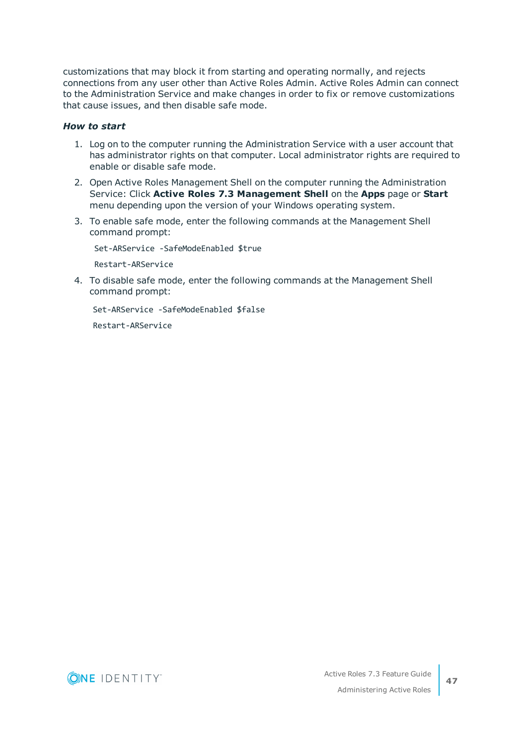customizations that may block it from starting and operating normally, and rejects connections from any user other than Active Roles Admin. Active Roles Admin can connect to the Administration Service and make changes in order to fix or remove customizations that cause issues, and then disable safe mode.

***How to start***

1. Log on to the computer running the Administration Service with a user account that has administrator rights on that computer. Local administrator rights are required to enable or disable safe mode.
2. Open Active Roles Management Shell on the computer running the Administration Service: Click **Active Roles 7.3 Management Shell** on the **Apps** page or **Start** menu depending upon the version of your Windows operating system.
3. To enable safe mode, enter the following commands at the Management Shell command prompt:

   ```
   Set-ARService -SafeModeEnabled $true
   Restart-ARService
   ```

4. To disable safe mode, enter the following commands at the Management Shell command prompt:

   ```
   Set-ARService -SafeModeEnabled $false
   Restart-ARService
   ```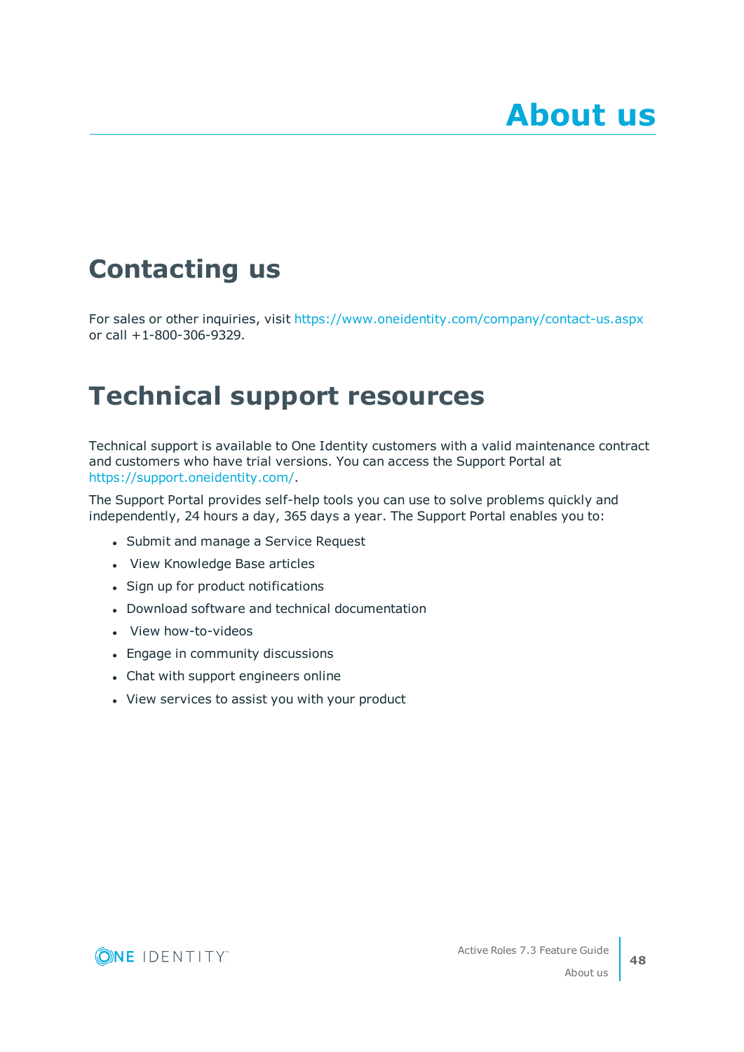# About us

## Contacting us

For sales or other inquiries, visit https://www.oneidentity.com/company/contact-us.aspx or call +1-800-306-9329.

## Technical support resources

Technical support is available to One Identity customers with a valid maintenance contract and customers who have trial versions. You can access the Support Portal at https://support.oneidentity.com/.

The Support Portal provides self-help tools you can use to solve problems quickly and independently, 24 hours a day, 365 days a year. The Support Portal enables you to:

- Submit and manage a Service Request
- View Knowledge Base articles
- Sign up for product notifications
- Download software and technical documentation
- View how-to-videos
- Engage in community discussions
- Chat with support engineers online
- View services to assist you with your product